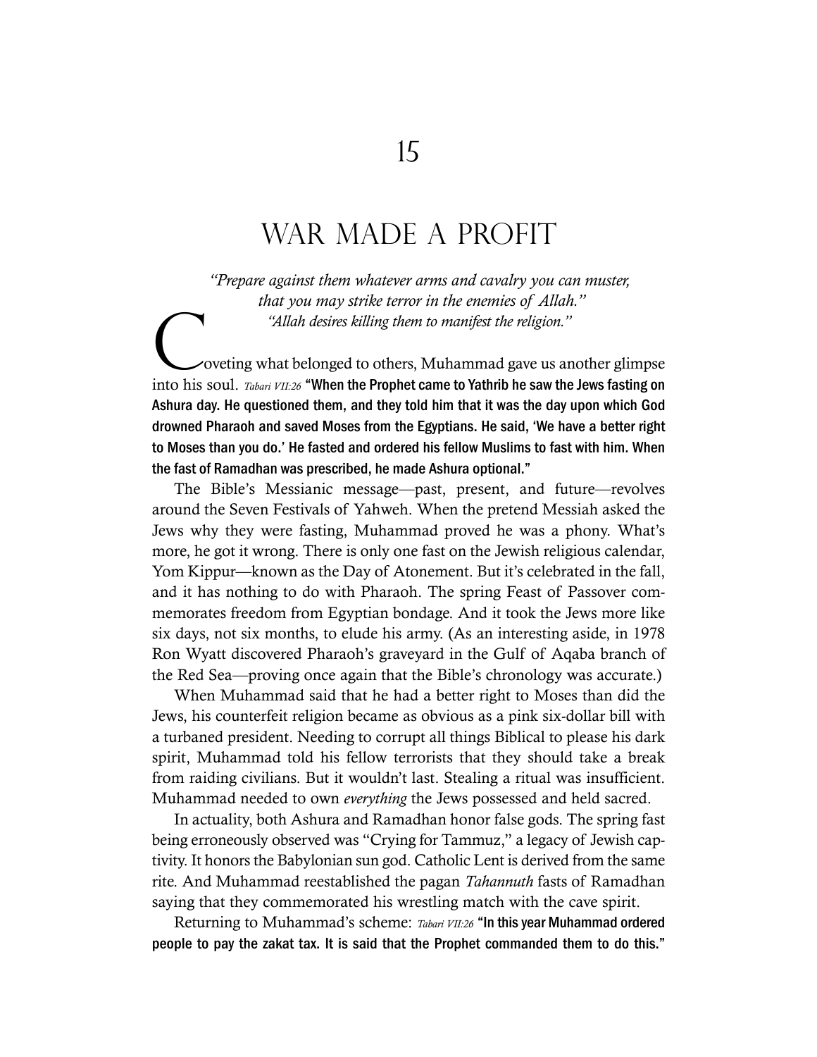# 15

# WAR MADE A PROFIT

*"Prepare against them whatever arms and cavalry you can muster, that you may strike terror in the enemies of Allah."*
*"Allah desires killing them to manifest the religion."*

Coveting what belonged to others, Muhammad gave us another glimpse into his soul. *Tabari VII:26* **"When the Prophet came to Yathrib he saw the Jews fasting on Ashura day. He questioned them, and they told him that it was the day upon which God drowned Pharaoh and saved Moses from the Egyptians. He said, 'We have a better right to Moses than you do.' He fasted and ordered his fellow Muslims to fast with him. When the fast of Ramadhan was prescribed, he made Ashura optional."**

The Bible's Messianic message—past, present, and future—revolves around the Seven Festivals of Yahweh. When the pretend Messiah asked the Jews why they were fasting, Muhammad proved he was a phony. What's more, he got it wrong. There is only one fast on the Jewish religious calendar, Yom Kippur—known as the Day of Atonement. But it's celebrated in the fall, and it has nothing to do with Pharaoh. The spring Feast of Passover commemorates freedom from Egyptian bondage. And it took the Jews more like six days, not six months, to elude his army. (As an interesting aside, in 1978 Ron Wyatt discovered Pharaoh's graveyard in the Gulf of Aqaba branch of the Red Sea—proving once again that the Bible's chronology was accurate.)

When Muhammad said that he had a better right to Moses than did the Jews, his counterfeit religion became as obvious as a pink six-dollar bill with a turbaned president. Needing to corrupt all things Biblical to please his dark spirit, Muhammad told his fellow terrorists that they should take a break from raiding civilians. But it wouldn't last. Stealing a ritual was insufficient. Muhammad needed to own *everything* the Jews possessed and held sacred.

In actuality, both Ashura and Ramadhan honor false gods. The spring fast being erroneously observed was "Crying for Tammuz," a legacy of Jewish captivity. It honors the Babylonian sun god. Catholic Lent is derived from the same rite. And Muhammad reestablished the pagan *Tahannuth* fasts of Ramadhan saying that they commemorated his wrestling match with the cave spirit.

Returning to Muhammad's scheme: *Tabari VII:26* **"In this year Muhammad ordered people to pay the zakat tax. It is said that the Prophet commanded them to do this."**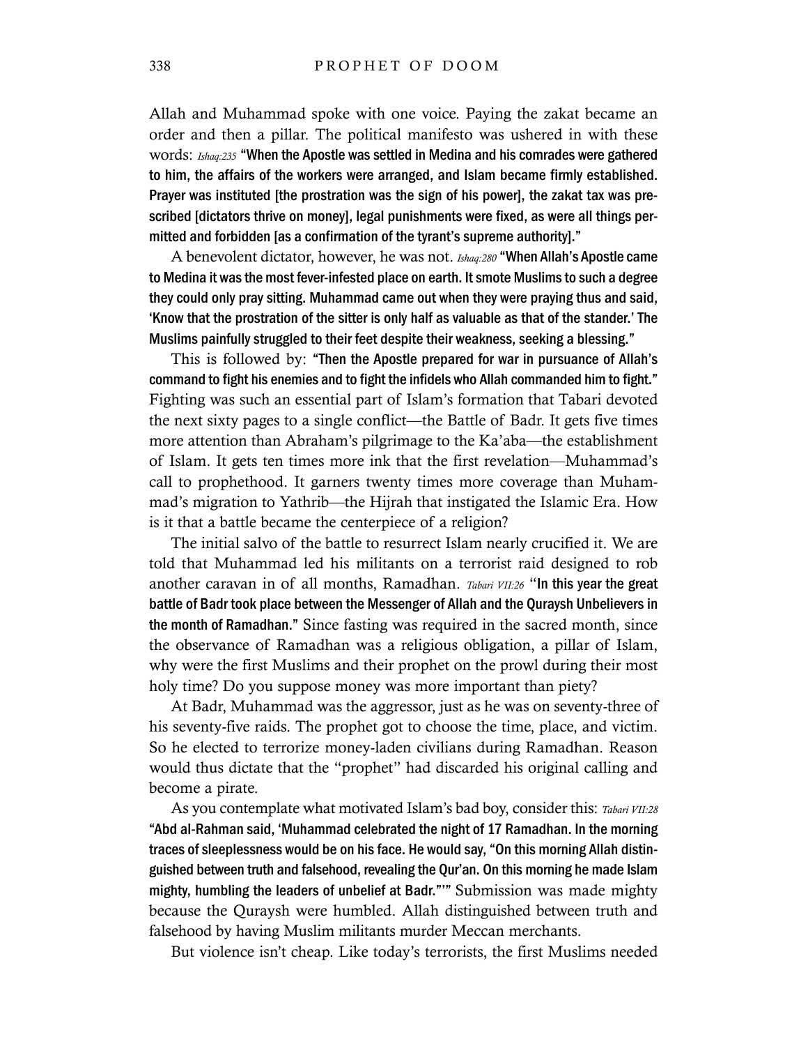Allah and Muhammad spoke with one voice. Paying the zakat became an order and then a pillar. The political manifesto was ushered in with these words: *Ishaq:235* **"When the Apostle was settled in Medina and his comrades were gathered to him, the affairs of the workers were arranged, and Islam became firmly established. Prayer was instituted [the prostration was the sign of his power], the zakat tax was prescribed [dictators thrive on money], legal punishments were fixed, as were all things permitted and forbidden [as a confirmation of the tyrant's supreme authority]."**

A benevolent dictator, however, he was not. *Ishaq:280* **"When Allah's Apostle came to Medina it was the most fever-infested place on earth. It smote Muslims to such a degree they could only pray sitting. Muhammad came out when they were praying thus and said, 'Know that the prostration of the sitter is only half as valuable as that of the stander.' The Muslims painfully struggled to their feet despite their weakness, seeking a blessing."**

This is followed by: **"Then the Apostle prepared for war in pursuance of Allah's command to fight his enemies and to fight the infidels who Allah commanded him to fight."** Fighting was such an essential part of Islam's formation that Tabari devoted the next sixty pages to a single conflict—the Battle of Badr. It gets five times more attention than Abraham's pilgrimage to the Ka'aba—the establishment of Islam. It gets ten times more ink that the first revelation—Muhammad's call to prophethood. It garners twenty times more coverage than Muhammad's migration to Yathrib—the Hijrah that instigated the Islamic Era. How is it that a battle became the centerpiece of a religion?

The initial salvo of the battle to resurrect Islam nearly crucified it. We are told that Muhammad led his militants on a terrorist raid designed to rob another caravan in of all months, Ramadhan. *Tabari VII:26* **"In this year the great battle of Badr took place between the Messenger of Allah and the Quraysh Unbelievers in the month of Ramadhan."** Since fasting was required in the sacred month, since the observance of Ramadhan was a religious obligation, a pillar of Islam, why were the first Muslims and their prophet on the prowl during their most holy time? Do you suppose money was more important than piety?

At Badr, Muhammad was the aggressor, just as he was on seventy-three of his seventy-five raids. The prophet got to choose the time, place, and victim. So he elected to terrorize money-laden civilians during Ramadhan. Reason would thus dictate that the "prophet" had discarded his original calling and become a pirate.

As you contemplate what motivated Islam's bad boy, consider this: *Tabari VII:28* **"Abd al-Rahman said, 'Muhammad celebrated the night of 17 Ramadhan. In the morning traces of sleeplessness would be on his face. He would say, "On this morning Allah distinguished between truth and falsehood, revealing the Qur'an. On this morning he made Islam mighty, humbling the leaders of unbelief at Badr."'"** Submission was made mighty because the Quraysh were humbled. Allah distinguished between truth and falsehood by having Muslim militants murder Meccan merchants.

But violence isn't cheap. Like today's terrorists, the first Muslims needed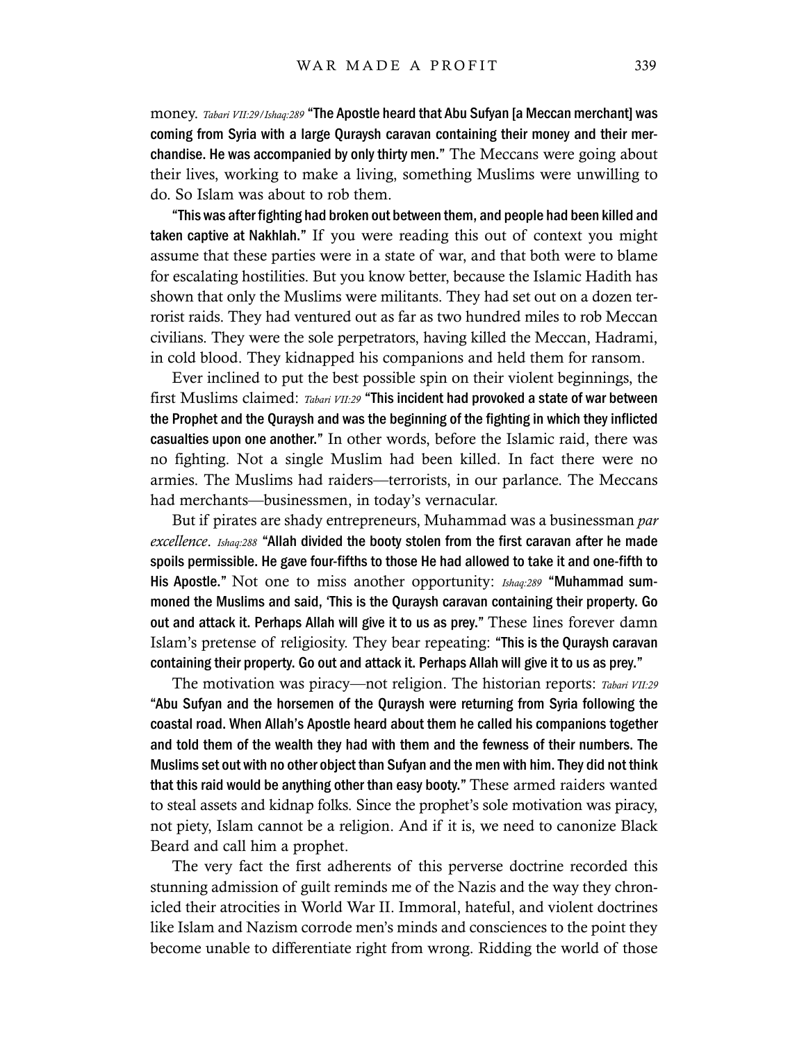money. *Tabari VII:29/Ishaq:289* **"The Apostle heard that Abu Sufyan [a Meccan merchant] was coming from Syria with a large Quraysh caravan containing their money and their merchandise. He was accompanied by only thirty men."** The Meccans were going about their lives, working to make a living, something Muslims were unwilling to do. So Islam was about to rob them.

**"This was after fighting had broken out between them, and people had been killed and taken captive at Nakhlah."** If you were reading this out of context you might assume that these parties were in a state of war, and that both were to blame for escalating hostilities. But you know better, because the Islamic Hadith has shown that only the Muslims were militants. They had set out on a dozen terrorist raids. They had ventured out as far as two hundred miles to rob Meccan civilians. They were the sole perpetrators, having killed the Meccan, Hadrami, in cold blood. They kidnapped his companions and held them for ransom.

Ever inclined to put the best possible spin on their violent beginnings, the first Muslims claimed: *Tabari VII:29* **"This incident had provoked a state of war between the Prophet and the Quraysh and was the beginning of the fighting in which they inflicted casualties upon one another."** In other words, before the Islamic raid, there was no fighting. Not a single Muslim had been killed. In fact there were no armies. The Muslims had raiders—terrorists, in our parlance. The Meccans had merchants—businessmen, in today's vernacular.

But if pirates are shady entrepreneurs, Muhammad was a businessman *par excellence*. *Ishaq:288* **"Allah divided the booty stolen from the first caravan after he made spoils permissible. He gave four-fifths to those He had allowed to take it and one-fifth to His Apostle."** Not one to miss another opportunity: *Ishaq:289* **"Muhammad summoned the Muslims and said, 'This is the Quraysh caravan containing their property. Go out and attack it. Perhaps Allah will give it to us as prey."** These lines forever damn Islam's pretense of religiosity. They bear repeating: **"This is the Quraysh caravan containing their property. Go out and attack it. Perhaps Allah will give it to us as prey."**

The motivation was piracy—not religion. The historian reports: *Tabari VII:29* **"Abu Sufyan and the horsemen of the Quraysh were returning from Syria following the coastal road. When Allah's Apostle heard about them he called his companions together and told them of the wealth they had with them and the fewness of their numbers. The Muslims set out with no other object than Sufyan and the men with him. They did not think that this raid would be anything other than easy booty."** These armed raiders wanted to steal assets and kidnap folks. Since the prophet's sole motivation was piracy, not piety, Islam cannot be a religion. And if it is, we need to canonize Black Beard and call him a prophet.

The very fact the first adherents of this perverse doctrine recorded this stunning admission of guilt reminds me of the Nazis and the way they chronicled their atrocities in World War II. Immoral, hateful, and violent doctrines like Islam and Nazism corrode men's minds and consciences to the point they become unable to differentiate right from wrong. Ridding the world of those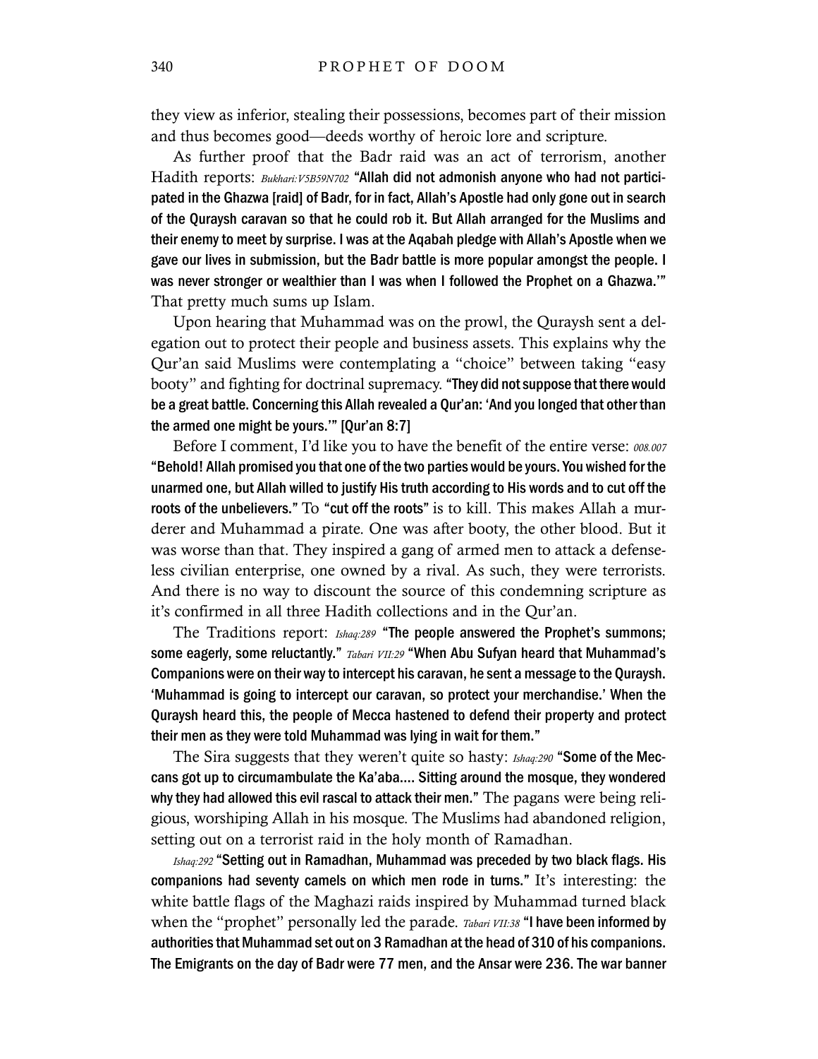they view as inferior, stealing their possessions, becomes part of their mission and thus becomes good—deeds worthy of heroic lore and scripture.

As further proof that the Badr raid was an act of terrorism, another Hadith reports: *Bukhari:V5B59N702* **"Allah did not admonish anyone who had not participated in the Ghazwa [raid] of Badr, for in fact, Allah's Apostle had only gone out in search of the Quraysh caravan so that he could rob it. But Allah arranged for the Muslims and their enemy to meet by surprise. I was at the Aqabah pledge with Allah's Apostle when we gave our lives in submission, but the Badr battle is more popular amongst the people. I was never stronger or wealthier than I was when I followed the Prophet on a Ghazwa.'"** That pretty much sums up Islam.

Upon hearing that Muhammad was on the prowl, the Quraysh sent a delegation out to protect their people and business assets. This explains why the Qur'an said Muslims were contemplating a "choice" between taking "easy booty" and fighting for doctrinal supremacy. **"They did not suppose that there would be a great battle. Concerning this Allah revealed a Qur'an: 'And you longed that other than the armed one might be yours.'" [Qur'an 8:7]**

Before I comment, I'd like you to have the benefit of the entire verse: *008.007* **"Behold! Allah promised you that one of the two parties would be yours. You wished for the unarmed one, but Allah willed to justify His truth according to His words and to cut off the roots of the unbelievers."** To **"cut off the roots"** is to kill. This makes Allah a murderer and Muhammad a pirate. One was after booty, the other blood. But it was worse than that. They inspired a gang of armed men to attack a defenseless civilian enterprise, one owned by a rival. As such, they were terrorists. And there is no way to discount the source of this condemning scripture as it's confirmed in all three Hadith collections and in the Qur'an.

The Traditions report: *Ishaq:289* **"The people answered the Prophet's summons; some eagerly, some reluctantly."** *Tabari VII:29* **"When Abu Sufyan heard that Muhammad's Companions were on their way to intercept his caravan, he sent a message to the Quraysh. 'Muhammad is going to intercept our caravan, so protect your merchandise.' When the Quraysh heard this, the people of Mecca hastened to defend their property and protect their men as they were told Muhammad was lying in wait for them."**

The Sira suggests that they weren't quite so hasty: *Ishaq:290* **"Some of the Meccans got up to circumambulate the Ka'aba.... Sitting around the mosque, they wondered why they had allowed this evil rascal to attack their men."** The pagans were being religious, worshiping Allah in his mosque. The Muslims had abandoned religion, setting out on a terrorist raid in the holy month of Ramadhan.

*Ishaq:292* **"Setting out in Ramadhan, Muhammad was preceded by two black flags. His companions had seventy camels on which men rode in turns."** It's interesting: the white battle flags of the Maghazi raids inspired by Muhammad turned black when the "prophet" personally led the parade. *Tabari VII:38* **"I have been informed by authorities that Muhammad set out on 3 Ramadhan at the head of 310 of his companions. The Emigrants on the day of Badr were 77 men, and the Ansar were 236. The war banner**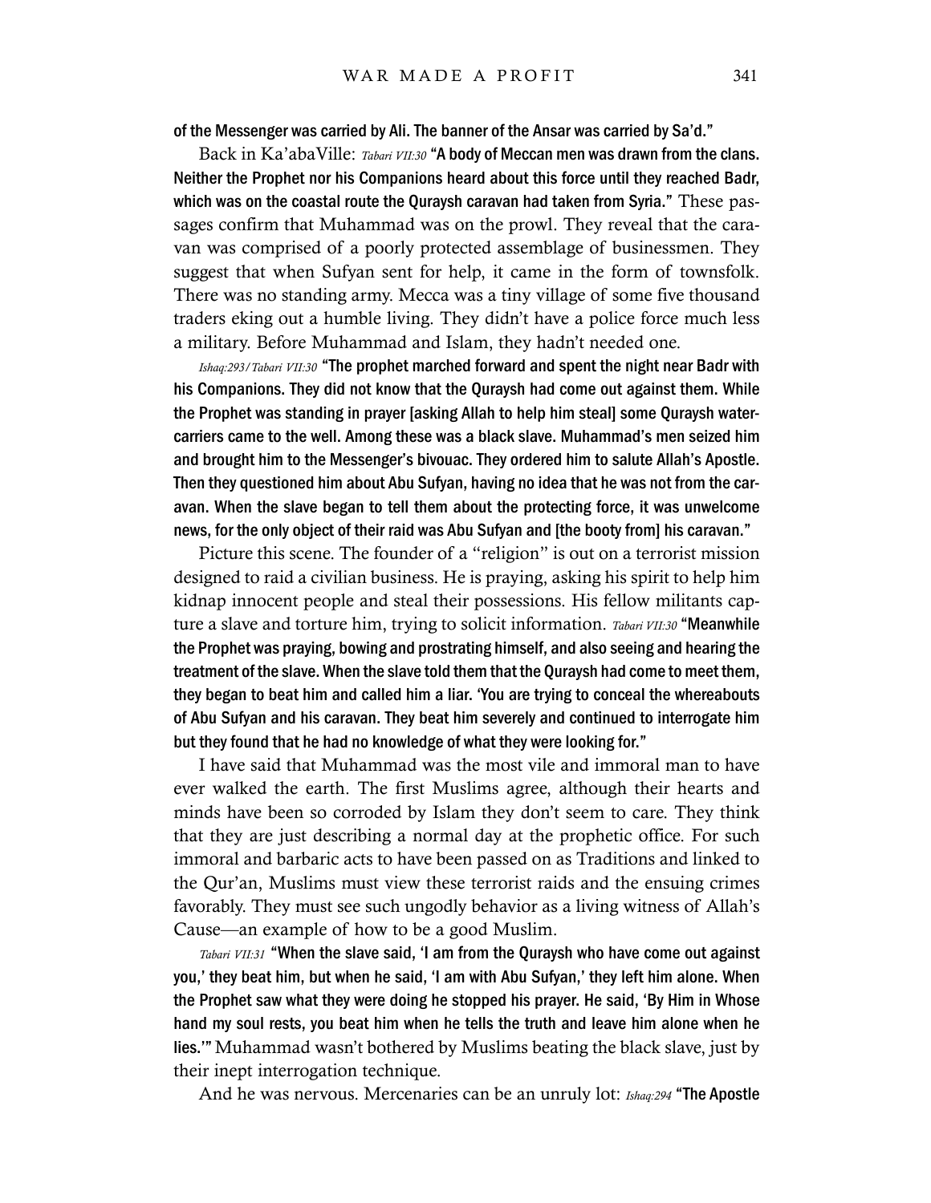**of the Messenger was carried by Ali. The banner of the Ansar was carried by Sa'd."**

Back in Ka'abaVille: *Tabari VII:30* **"A body of Meccan men was drawn from the clans. Neither the Prophet nor his Companions heard about this force until they reached Badr, which was on the coastal route the Quraysh caravan had taken from Syria."** These passages confirm that Muhammad was on the prowl. They reveal that the caravan was comprised of a poorly protected assemblage of businessmen. They suggest that when Sufyan sent for help, it came in the form of townsfolk. There was no standing army. Mecca was a tiny village of some five thousand traders eking out a humble living. They didn't have a police force much less a military. Before Muhammad and Islam, they hadn't needed one.

*Ishaq:293/Tabari VII:30* **"The prophet marched forward and spent the night near Badr with his Companions. They did not know that the Quraysh had come out against them. While the Prophet was standing in prayer [asking Allah to help him steal] some Quraysh water-carriers came to the well. Among these was a black slave. Muhammad's men seized him and brought him to the Messenger's bivouac. They ordered him to salute Allah's Apostle. Then they questioned him about Abu Sufyan, having no idea that he was not from the caravan. When the slave began to tell them about the protecting force, it was unwelcome news, for the only object of their raid was Abu Sufyan and [the booty from] his caravan."**

Picture this scene. The founder of a "religion" is out on a terrorist mission designed to raid a civilian business. He is praying, asking his spirit to help him kidnap innocent people and steal their possessions. His fellow militants capture a slave and torture him, trying to solicit information. *Tabari VII:30* **"Meanwhile the Prophet was praying, bowing and prostrating himself, and also seeing and hearing the treatment of the slave. When the slave told them that the Quraysh had come to meet them, they began to beat him and called him a liar. 'You are trying to conceal the whereabouts of Abu Sufyan and his caravan. They beat him severely and continued to interrogate him but they found that he had no knowledge of what they were looking for."**

I have said that Muhammad was the most vile and immoral man to have ever walked the earth. The first Muslims agree, although their hearts and minds have been so corroded by Islam they don't seem to care. They think that they are just describing a normal day at the prophetic office. For such immoral and barbaric acts to have been passed on as Traditions and linked to the Qur'an, Muslims must view these terrorist raids and the ensuing crimes favorably. They must see such ungodly behavior as a living witness of Allah's Cause—an example of how to be a good Muslim.

*Tabari VII:31* **"When the slave said, 'I am from the Quraysh who have come out against you,' they beat him, but when he said, 'I am with Abu Sufyan,' they left him alone. When the Prophet saw what they were doing he stopped his prayer. He said, 'By Him in Whose hand my soul rests, you beat him when he tells the truth and leave him alone when he lies.'"** Muhammad wasn't bothered by Muslims beating the black slave, just by their inept interrogation technique.

And he was nervous. Mercenaries can be an unruly lot: *Ishaq:294* **"The Apostle**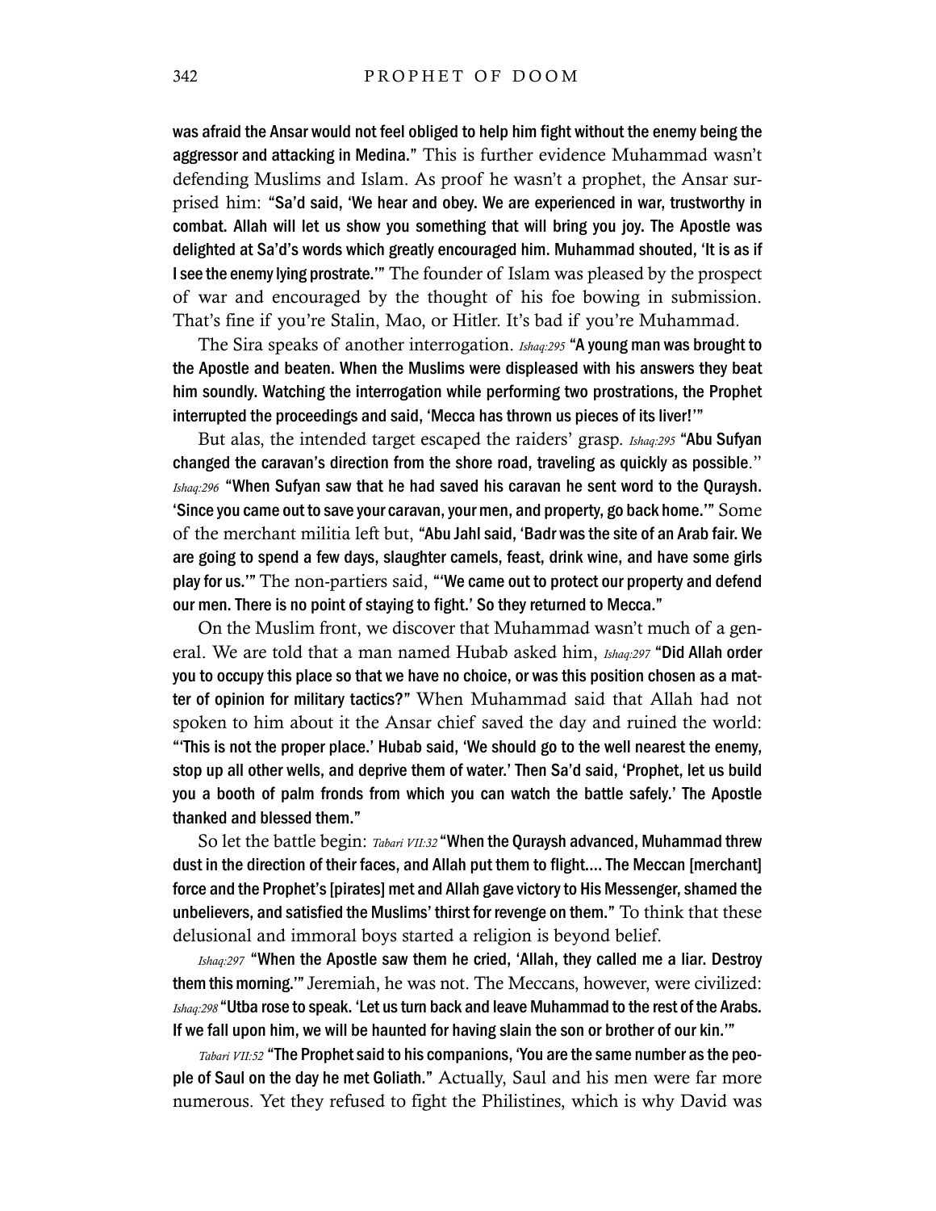was afraid the Ansar would not feel obliged to help him fight without the enemy being the aggressor and attacking in Medina." This is further evidence Muhammad wasn't defending Muslims and Islam. As proof he wasn't a prophet, the Ansar surprised him: "Sa'd said, 'We hear and obey. We are experienced in war, trustworthy in combat. Allah will let us show you something that will bring you joy. The Apostle was delighted at Sa'd's words which greatly encouraged him. Muhammad shouted, 'It is as if I see the enemy lying prostrate.'" The founder of Islam was pleased by the prospect of war and encouraged by the thought of his foe bowing in submission. That's fine if you're Stalin, Mao, or Hitler. It's bad if you're Muhammad.

The Sira speaks of another interrogation. *Ishaq:295* "A young man was brought to the Apostle and beaten. When the Muslims were displeased with his answers they beat him soundly. Watching the interrogation while performing two prostrations, the Prophet interrupted the proceedings and said, 'Mecca has thrown us pieces of its liver!'"

But alas, the intended target escaped the raiders' grasp. *Ishaq:295* "Abu Sufyan changed the caravan's direction from the shore road, traveling as quickly as possible." *Ishaq:296* "When Sufyan saw that he had saved his caravan he sent word to the Quraysh. 'Since you came out to save your caravan, your men, and property, go back home.'" Some of the merchant militia left but, "Abu Jahl said, 'Badr was the site of an Arab fair. We are going to spend a few days, slaughter camels, feast, drink wine, and have some girls play for us.'" The non-partiers said, "'We came out to protect our property and defend our men. There is no point of staying to fight.' So they returned to Mecca."

On the Muslim front, we discover that Muhammad wasn't much of a general. We are told that a man named Hubab asked him, *Ishaq:297* "Did Allah order you to occupy this place so that we have no choice, or was this position chosen as a matter of opinion for military tactics?" When Muhammad said that Allah had not spoken to him about it the Ansar chief saved the day and ruined the world: "'This is not the proper place.' Hubab said, 'We should go to the well nearest the enemy, stop up all other wells, and deprive them of water.' Then Sa'd said, 'Prophet, let us build you a booth of palm fronds from which you can watch the battle safely.' The Apostle thanked and blessed them."

So let the battle begin: *Tabari VII:32* "When the Quraysh advanced, Muhammad threw dust in the direction of their faces, and Allah put them to flight.... The Meccan [merchant] force and the Prophet's [pirates] met and Allah gave victory to His Messenger, shamed the unbelievers, and satisfied the Muslims' thirst for revenge on them." To think that these delusional and immoral boys started a religion is beyond belief.

*Ishaq:297* "When the Apostle saw them he cried, 'Allah, they called me a liar. Destroy them this morning.'" Jeremiah, he was not. The Meccans, however, were civilized: *Ishaq:298* "Utba rose to speak. 'Let us turn back and leave Muhammad to the rest of the Arabs. If we fall upon him, we will be haunted for having slain the son or brother of our kin.'"

*Tabari VII:52* "The Prophet said to his companions, 'You are the same number as the people of Saul on the day he met Goliath." Actually, Saul and his men were far more numerous. Yet they refused to fight the Philistines, which is why David was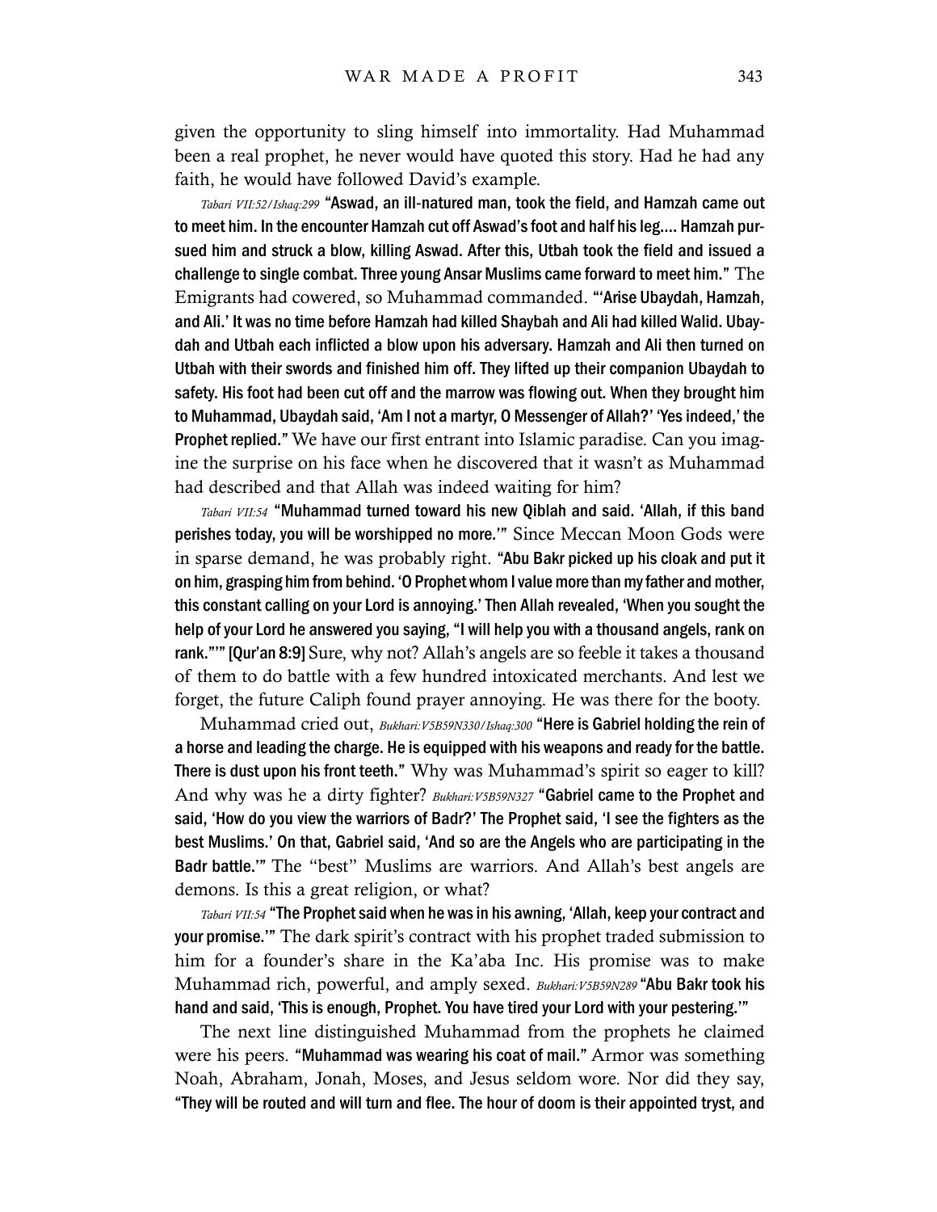given the opportunity to sling himself into immortality. Had Muhammad been a real prophet, he never would have quoted this story. Had he had any faith, he would have followed David's example.

*Tabari VII:52/Ishaq:299* **"Aswad, an ill-natured man, took the field, and Hamzah came out to meet him. In the encounter Hamzah cut off Aswad's foot and half his leg.... Hamzah pursued him and struck a blow, killing Aswad. After this, Utbah took the field and issued a challenge to single combat. Three young Ansar Muslims came forward to meet him."** The Emigrants had cowered, so Muhammad commanded. **"'Arise Ubaydah, Hamzah, and Ali.' It was no time before Hamzah had killed Shaybah and Ali had killed Walid. Ubaydah and Utbah each inflicted a blow upon his adversary. Hamzah and Ali then turned on Utbah with their swords and finished him off. They lifted up their companion Ubaydah to safety. His foot had been cut off and the marrow was flowing out. When they brought him to Muhammad, Ubaydah said, 'Am I not a martyr, O Messenger of Allah?' 'Yes indeed,' the Prophet replied."** We have our first entrant into Islamic paradise. Can you imagine the surprise on his face when he discovered that it wasn't as Muhammad had described and that Allah was indeed waiting for him?

*Tabari VII:54* **"Muhammad turned toward his new Qiblah and said. 'Allah, if this band perishes today, you will be worshipped no more.'"** Since Meccan Moon Gods were in sparse demand, he was probably right. **"Abu Bakr picked up his cloak and put it on him, grasping him from behind. 'O Prophet whom I value more than my father and mother, this constant calling on your Lord is annoying.' Then Allah revealed, 'When you sought the help of your Lord he answered you saying, "I will help you with a thousand angels, rank on rank."'" [Qur'an 8:9]** Sure, why not? Allah's angels are so feeble it takes a thousand of them to do battle with a few hundred intoxicated merchants. And lest we forget, the future Caliph found prayer annoying. He was there for the booty.

Muhammad cried out, *Bukhari:V5B59N330/Ishaq:300* **"Here is Gabriel holding the rein of a horse and leading the charge. He is equipped with his weapons and ready for the battle. There is dust upon his front teeth."** Why was Muhammad's spirit so eager to kill? And why was he a dirty fighter? *Bukhari:V5B59N327* **"Gabriel came to the Prophet and said, 'How do you view the warriors of Badr?' The Prophet said, 'I see the fighters as the best Muslims.' On that, Gabriel said, 'And so are the Angels who are participating in the Badr battle.'"** The "best" Muslims are warriors. And Allah's best angels are demons. Is this a great religion, or what?

*Tabari VII:54* **"The Prophet said when he was in his awning, 'Allah, keep your contract and your promise.'"** The dark spirit's contract with his prophet traded submission to him for a founder's share in the Ka'aba Inc. His promise was to make Muhammad rich, powerful, and amply sexed. *Bukhari:V5B59N289* **"Abu Bakr took his hand and said, 'This is enough, Prophet. You have tired your Lord with your pestering.'"**

The next line distinguished Muhammad from the prophets he claimed were his peers. **"Muhammad was wearing his coat of mail."** Armor was something Noah, Abraham, Jonah, Moses, and Jesus seldom wore. Nor did they say, **"They will be routed and will turn and flee. The hour of doom is their appointed tryst, and**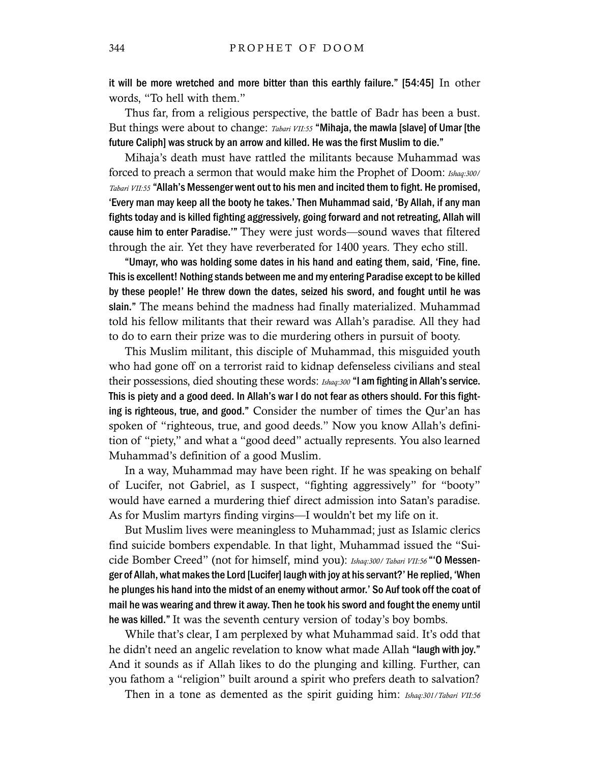**it will be more wretched and more bitter than this earthly failure." [54:45]** In other words, "To hell with them."

Thus far, from a religious perspective, the battle of Badr has been a bust. But things were about to change: *Tabari VII:55* **"Mihaja, the mawla [slave] of Umar [the future Caliph] was struck by an arrow and killed. He was the first Muslim to die."**

Mihaja's death must have rattled the militants because Muhammad was forced to preach a sermon that would make him the Prophet of Doom: *Ishaq:300/ Tabari VII:55* **"Allah's Messenger went out to his men and incited them to fight. He promised, 'Every man may keep all the booty he takes.' Then Muhammad said, 'By Allah, if any man fights today and is killed fighting aggressively, going forward and not retreating, Allah will cause him to enter Paradise.'"** They were just words—sound waves that filtered through the air. Yet they have reverberated for 1400 years. They echo still.

**"Umayr, who was holding some dates in his hand and eating them, said, 'Fine, fine. This is excellent! Nothing stands between me and my entering Paradise except to be killed by these people!' He threw down the dates, seized his sword, and fought until he was slain."** The means behind the madness had finally materialized. Muhammad told his fellow militants that their reward was Allah's paradise. All they had to do to earn their prize was to die murdering others in pursuit of booty.

This Muslim militant, this disciple of Muhammad, this misguided youth who had gone off on a terrorist raid to kidnap defenseless civilians and steal their possessions, died shouting these words: *Ishaq:300* **"I am fighting in Allah's service. This is piety and a good deed. In Allah's war I do not fear as others should. For this fighting is righteous, true, and good."** Consider the number of times the Qur'an has spoken of "righteous, true, and good deeds." Now you know Allah's definition of "piety," and what a "good deed" actually represents. You also learned Muhammad's definition of a good Muslim.

In a way, Muhammad may have been right. If he was speaking on behalf of Lucifer, not Gabriel, as I suspect, "fighting aggressively" for "booty" would have earned a murdering thief direct admission into Satan's paradise. As for Muslim martyrs finding virgins—I wouldn't bet my life on it.

But Muslim lives were meaningless to Muhammad; just as Islamic clerics find suicide bombers expendable. In that light, Muhammad issued the "Suicide Bomber Creed" (not for himself, mind you): *Ishaq:300/ Tabari VII:56* **"'O Messenger of Allah, what makes the Lord [Lucifer] laugh with joy at his servant?' He replied, 'When he plunges his hand into the midst of an enemy without armor.' So Auf took off the coat of mail he was wearing and threw it away. Then he took his sword and fought the enemy until he was killed."** It was the seventh century version of today's boy bombs.

While that's clear, I am perplexed by what Muhammad said. It's odd that he didn't need an angelic revelation to know what made Allah **"laugh with joy."** And it sounds as if Allah likes to do the plunging and killing. Further, can you fathom a "religion" built around a spirit who prefers death to salvation?

Then in a tone as demented as the spirit guiding him: *Ishaq:301/Tabari VII:56*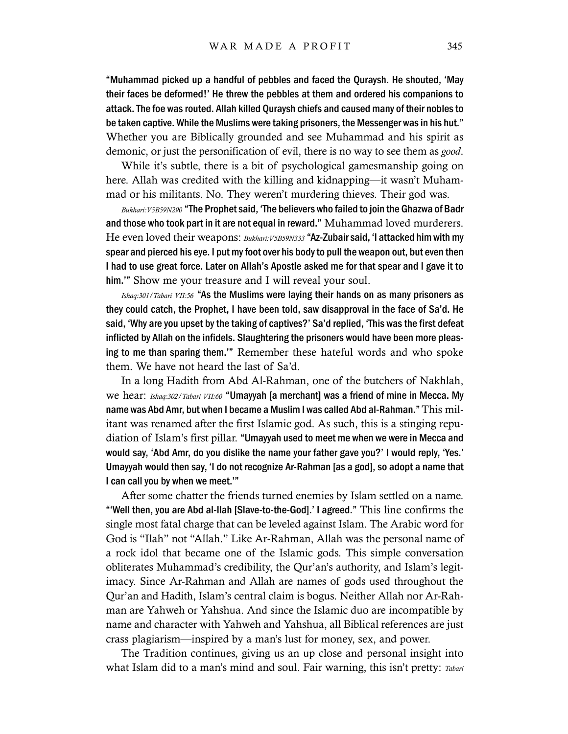**"Muhammad picked up a handful of pebbles and faced the Quraysh. He shouted, 'May their faces be deformed!' He threw the pebbles at them and ordered his companions to attack. The foe was routed. Allah killed Quraysh chiefs and caused many of their nobles to be taken captive. While the Muslims were taking prisoners, the Messenger was in his hut."** Whether you are Biblically grounded and see Muhammad and his spirit as demonic, or just the personification of evil, there is no way to see them as *good*.

While it's subtle, there is a bit of psychological gamesmanship going on here. Allah was credited with the killing and kidnapping—it wasn't Muhammad or his militants. No. They weren't murdering thieves. Their god was.

*Bukhari:V5B59N290* **"The Prophet said, 'The believers who failed to join the Ghazwa of Badr and those who took part in it are not equal in reward."** Muhammad loved murderers. He even loved their weapons: *Bukhari:V5B59N333* **"Az-Zubair said, 'I attacked him with my spear and pierced his eye. I put my foot over his body to pull the weapon out, but even then I had to use great force. Later on Allah's Apostle asked me for that spear and I gave it to him.'"** Show me your treasure and I will reveal your soul.

*Ishaq:301/Tabari VII:56* **"As the Muslims were laying their hands on as many prisoners as they could catch, the Prophet, I have been told, saw disapproval in the face of Sa'd. He said, 'Why are you upset by the taking of captives?' Sa'd replied, 'This was the first defeat inflicted by Allah on the infidels. Slaughtering the prisoners would have been more pleasing to me than sparing them.'"** Remember these hateful words and who spoke them. We have not heard the last of Sa'd.

In a long Hadith from Abd Al-Rahman, one of the butchers of Nakhlah, we hear: *Ishaq:302/Tabari VII:60* **"Umayyah [a merchant] was a friend of mine in Mecca. My name was Abd Amr, but when I became a Muslim I was called Abd al-Rahman."** This militant was renamed after the first Islamic god. As such, this is a stinging repudiation of Islam's first pillar. **"Umayyah used to meet me when we were in Mecca and would say, 'Abd Amr, do you dislike the name your father gave you?' I would reply, 'Yes.' Umayyah would then say, 'I do not recognize Ar-Rahman [as a god], so adopt a name that I can call you by when we meet.'"**

After some chatter the friends turned enemies by Islam settled on a name. **"'Well then, you are Abd al-Ilah [Slave-to-the-God].' I agreed."** This line confirms the single most fatal charge that can be leveled against Islam. The Arabic word for God is "Ilah" not "Allah." Like Ar-Rahman, Allah was the personal name of a rock idol that became one of the Islamic gods. This simple conversation obliterates Muhammad's credibility, the Qur'an's authority, and Islam's legitimacy. Since Ar-Rahman and Allah are names of gods used throughout the Qur'an and Hadith, Islam's central claim is bogus. Neither Allah nor Ar-Rahman are Yahweh or Yahshua. And since the Islamic duo are incompatible by name and character with Yahweh and Yahshua, all Biblical references are just crass plagiarism—inspired by a man's lust for money, sex, and power.

The Tradition continues, giving us an up close and personal insight into what Islam did to a man's mind and soul. Fair warning, this isn't pretty: *Tabari*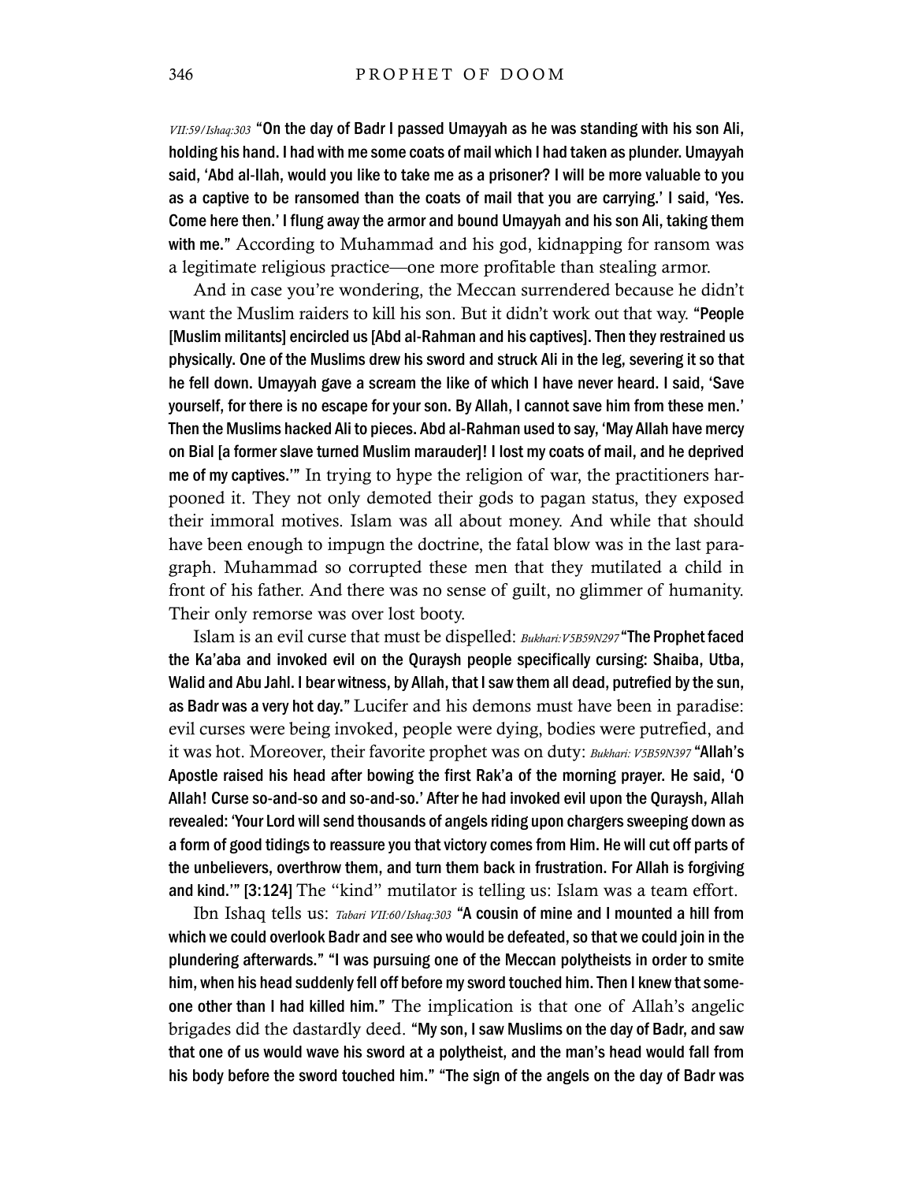*VII:59/Ishaq:303* **"On the day of Badr I passed Umayyah as he was standing with his son Ali, holding his hand. I had with me some coats of mail which I had taken as plunder. Umayyah said, 'Abd al-Ilah, would you like to take me as a prisoner? I will be more valuable to you as a captive to be ransomed than the coats of mail that you are carrying.' I said, 'Yes. Come here then.' I flung away the armor and bound Umayyah and his son Ali, taking them with me."** According to Muhammad and his god, kidnapping for ransom was a legitimate religious practice—one more profitable than stealing armor.

And in case you're wondering, the Meccan surrendered because he didn't want the Muslim raiders to kill his son. But it didn't work out that way. **"People [Muslim militants] encircled us [Abd al-Rahman and his captives]. Then they restrained us physically. One of the Muslims drew his sword and struck Ali in the leg, severing it so that he fell down. Umayyah gave a scream the like of which I have never heard. I said, 'Save yourself, for there is no escape for your son. By Allah, I cannot save him from these men.' Then the Muslims hacked Ali to pieces. Abd al-Rahman used to say, 'May Allah have mercy on Bial [a former slave turned Muslim marauder]! I lost my coats of mail, and he deprived me of my captives.'"** In trying to hype the religion of war, the practitioners harpooned it. They not only demoted their gods to pagan status, they exposed their immoral motives. Islam was all about money. And while that should have been enough to impugn the doctrine, the fatal blow was in the last paragraph. Muhammad so corrupted these men that they mutilated a child in front of his father. And there was no sense of guilt, no glimmer of humanity. Their only remorse was over lost booty.

Islam is an evil curse that must be dispelled: *Bukhari:V5B59N297* **"The Prophet faced the Ka'aba and invoked evil on the Quraysh people specifically cursing: Shaiba, Utba, Walid and Abu Jahl. I bear witness, by Allah, that I saw them all dead, putrefied by the sun, as Badr was a very hot day."** Lucifer and his demons must have been in paradise: evil curses were being invoked, people were dying, bodies were putrefied, and it was hot. Moreover, their favorite prophet was on duty: *Bukhari: V5B59N397* **"Allah's Apostle raised his head after bowing the first Rak'a of the morning prayer. He said, 'O Allah! Curse so-and-so and so-and-so.' After he had invoked evil upon the Quraysh, Allah revealed: 'Your Lord will send thousands of angels riding upon chargers sweeping down as a form of good tidings to reassure you that victory comes from Him. He will cut off parts of the unbelievers, overthrow them, and turn them back in frustration. For Allah is forgiving and kind.'" [3:124]** The "kind" mutilator is telling us: Islam was a team effort.

Ibn Ishaq tells us: *Tabari VII:60/Ishaq:303* **"A cousin of mine and I mounted a hill from which we could overlook Badr and see who would be defeated, so that we could join in the plundering afterwards." "I was pursuing one of the Meccan polytheists in order to smite him, when his head suddenly fell off before my sword touched him. Then I knew that someone other than I had killed him."** The implication is that one of Allah's angelic brigades did the dastardly deed. **"My son, I saw Muslims on the day of Badr, and saw that one of us would wave his sword at a polytheist, and the man's head would fall from his body before the sword touched him." "The sign of the angels on the day of Badr was**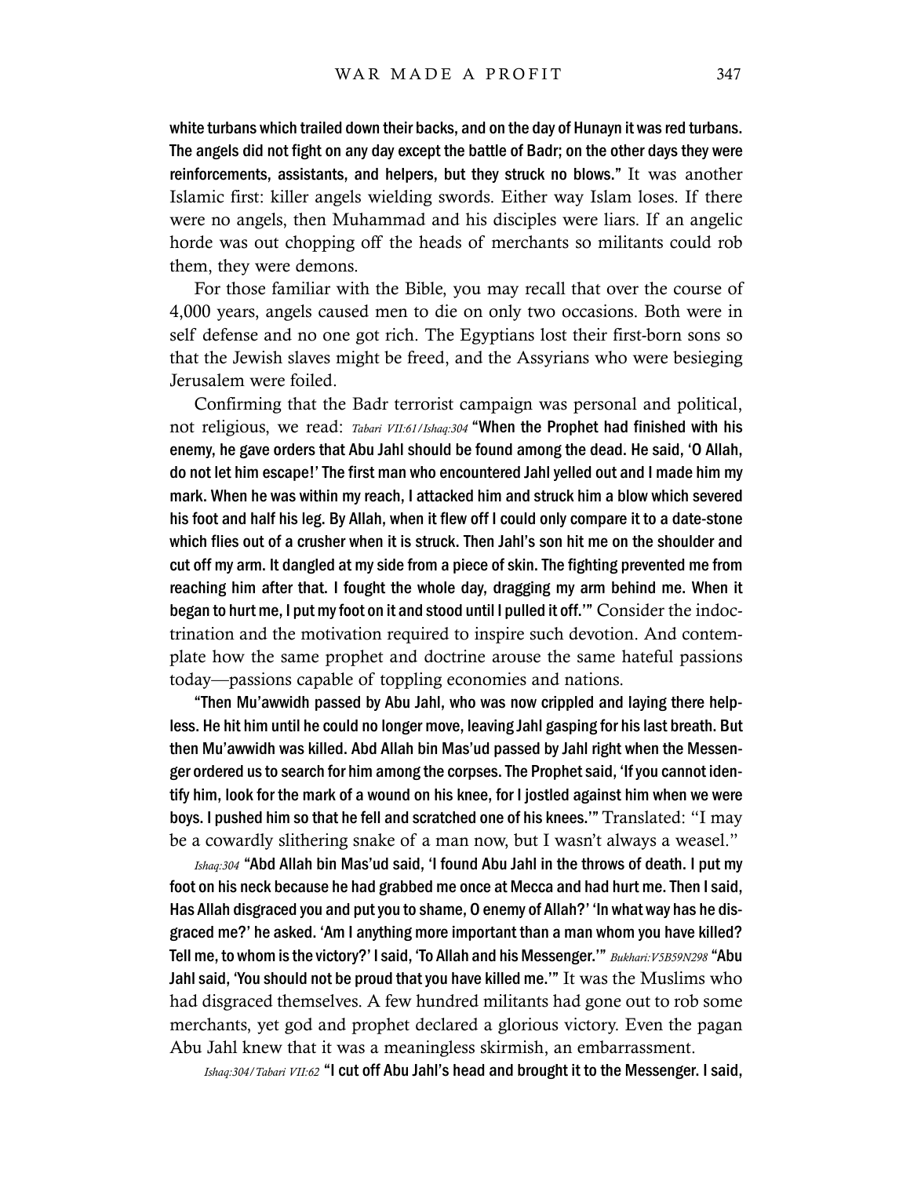**white turbans which trailed down their backs, and on the day of Hunayn it was red turbans. The angels did not fight on any day except the battle of Badr; on the other days they were reinforcements, assistants, and helpers, but they struck no blows."** It was another Islamic first: killer angels wielding swords. Either way Islam loses. If there were no angels, then Muhammad and his disciples were liars. If an angelic horde was out chopping off the heads of merchants so militants could rob them, they were demons.

For those familiar with the Bible, you may recall that over the course of 4,000 years, angels caused men to die on only two occasions. Both were in self defense and no one got rich. The Egyptians lost their first-born sons so that the Jewish slaves might be freed, and the Assyrians who were besieging Jerusalem were foiled.

Confirming that the Badr terrorist campaign was personal and political, not religious, we read: *Tabari VII:61/Ishaq:304* **"When the Prophet had finished with his enemy, he gave orders that Abu Jahl should be found among the dead. He said, 'O Allah, do not let him escape!' The first man who encountered Jahl yelled out and I made him my mark. When he was within my reach, I attacked him and struck him a blow which severed his foot and half his leg. By Allah, when it flew off I could only compare it to a date-stone which flies out of a crusher when it is struck. Then Jahl's son hit me on the shoulder and cut off my arm. It dangled at my side from a piece of skin. The fighting prevented me from reaching him after that. I fought the whole day, dragging my arm behind me. When it began to hurt me, I put my foot on it and stood until I pulled it off.'"** Consider the indoctrination and the motivation required to inspire such devotion. And contemplate how the same prophet and doctrine arouse the same hateful passions today—passions capable of toppling economies and nations.

**"Then Mu'awwidh passed by Abu Jahl, who was now crippled and laying there helpless. He hit him until he could no longer move, leaving Jahl gasping for his last breath. But then Mu'awwidh was killed. Abd Allah bin Mas'ud passed by Jahl right when the Messenger ordered us to search for him among the corpses. The Prophet said, 'If you cannot identify him, look for the mark of a wound on his knee, for I jostled against him when we were boys. I pushed him so that he fell and scratched one of his knees.'"** Translated: "I may be a cowardly slithering snake of a man now, but I wasn't always a weasel."

*Ishaq:304* **"Abd Allah bin Mas'ud said, 'I found Abu Jahl in the throws of death. I put my foot on his neck because he had grabbed me once at Mecca and had hurt me. Then I said, Has Allah disgraced you and put you to shame, O enemy of Allah?' 'In what way has he disgraced me?' he asked. 'Am I anything more important than a man whom you have killed? Tell me, to whom is the victory?' I said, 'To Allah and his Messenger.'"** *Bukhari:V5B59N298* **"Abu Jahl said, 'You should not be proud that you have killed me.'"** It was the Muslims who had disgraced themselves. A few hundred militants had gone out to rob some merchants, yet god and prophet declared a glorious victory. Even the pagan Abu Jahl knew that it was a meaningless skirmish, an embarrassment.

*Ishaq:304/Tabari VII:62* **"I cut off Abu Jahl's head and brought it to the Messenger. I said,**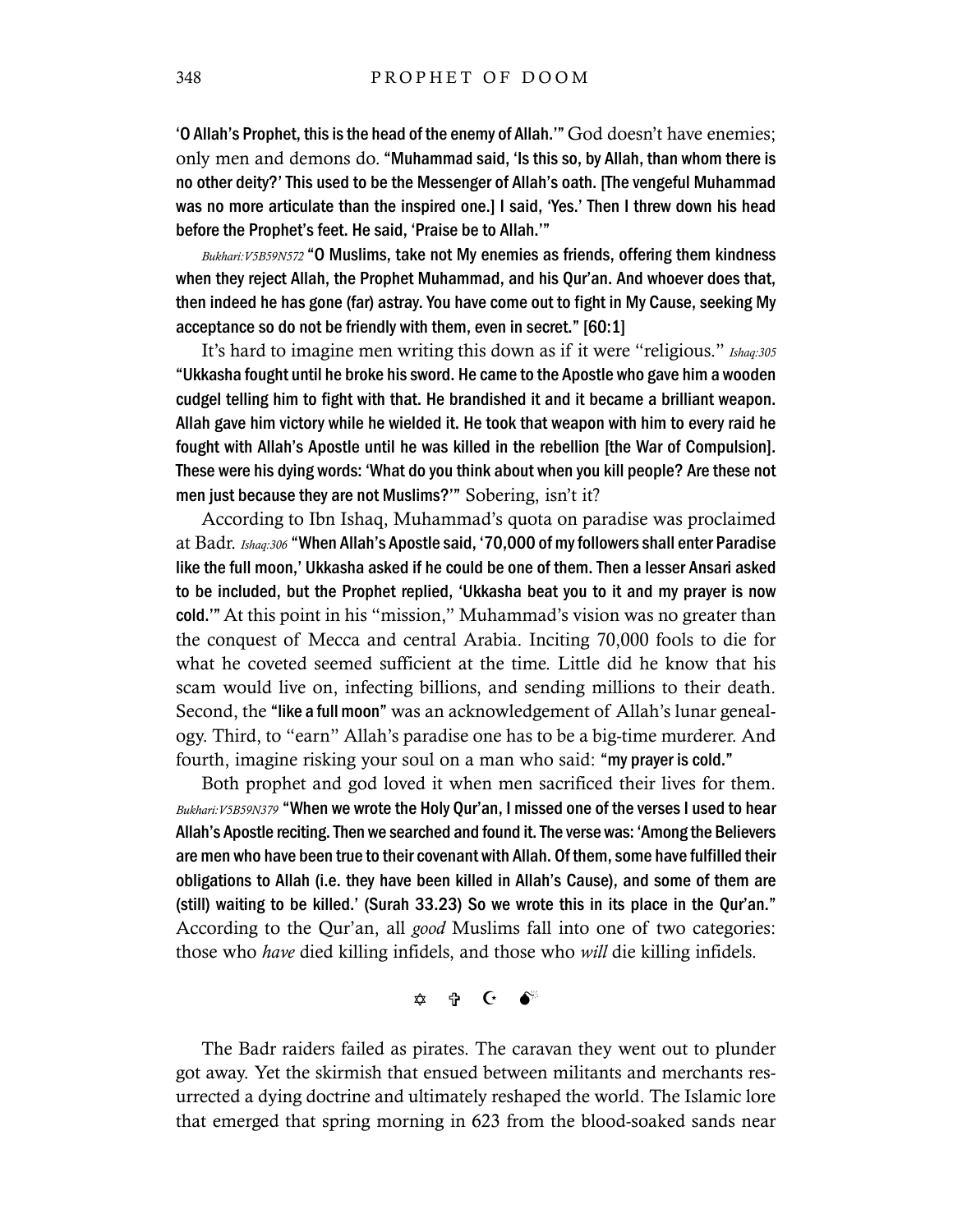'O Allah's Prophet, this is the head of the enemy of Allah.'" God doesn't have enemies; only men and demons do. **"Muhammad said, 'Is this so, by Allah, than whom there is no other deity?' This used to be the Messenger of Allah's oath. [The vengeful Muhammad was no more articulate than the inspired one.] I said, 'Yes.' Then I threw down his head before the Prophet's feet. He said, 'Praise be to Allah.'"**

*Bukhari:V5B59N572* **"O Muslims, take not My enemies as friends, offering them kindness when they reject Allah, the Prophet Muhammad, and his Qur'an. And whoever does that, then indeed he has gone (far) astray. You have come out to fight in My Cause, seeking My acceptance so do not be friendly with them, even in secret." [60:1]**

It's hard to imagine men writing this down as if it were "religious." *Ishaq:305* **"Ukkasha fought until he broke his sword. He came to the Apostle who gave him a wooden cudgel telling him to fight with that. He brandished it and it became a brilliant weapon. Allah gave him victory while he wielded it. He took that weapon with him to every raid he fought with Allah's Apostle until he was killed in the rebellion [the War of Compulsion]. These were his dying words: 'What do you think about when you kill people? Are these not men just because they are not Muslims?'"** Sobering, isn't it?

According to Ibn Ishaq, Muhammad's quota on paradise was proclaimed at Badr. *Ishaq:306* **"When Allah's Apostle said, '70,000 of my followers shall enter Paradise like the full moon,' Ukkasha asked if he could be one of them. Then a lesser Ansari asked to be included, but the Prophet replied, 'Ukkasha beat you to it and my prayer is now cold.'"** At this point in his "mission," Muhammad's vision was no greater than the conquest of Mecca and central Arabia. Inciting 70,000 fools to die for what he coveted seemed sufficient at the time. Little did he know that his scam would live on, infecting billions, and sending millions to their death. Second, the **"like a full moon"** was an acknowledgement of Allah's lunar genealogy. Third, to "earn" Allah's paradise one has to be a big-time murderer. And fourth, imagine risking your soul on a man who said: **"my prayer is cold."**

Both prophet and god loved it when men sacrificed their lives for them. *Bukhari:V5B59N379* **"When we wrote the Holy Qur'an, I missed one of the verses I used to hear Allah's Apostle reciting. Then we searched and found it. The verse was: 'Among the Believers are men who have been true to their covenant with Allah. Of them, some have fulfilled their obligations to Allah (i.e. they have been killed in Allah's Cause), and some of them are (still) waiting to be killed.' (Surah 33.23) So we wrote this in its place in the Qur'an."** According to the Qur'an, all *good* Muslims fall into one of two categories: those who *have* died killing infidels, and those who *will* die killing infidels.

✡ ✞ ☪ 💣

The Badr raiders failed as pirates. The caravan they went out to plunder got away. Yet the skirmish that ensued between militants and merchants resurrected a dying doctrine and ultimately reshaped the world. The Islamic lore that emerged that spring morning in 623 from the blood-soaked sands near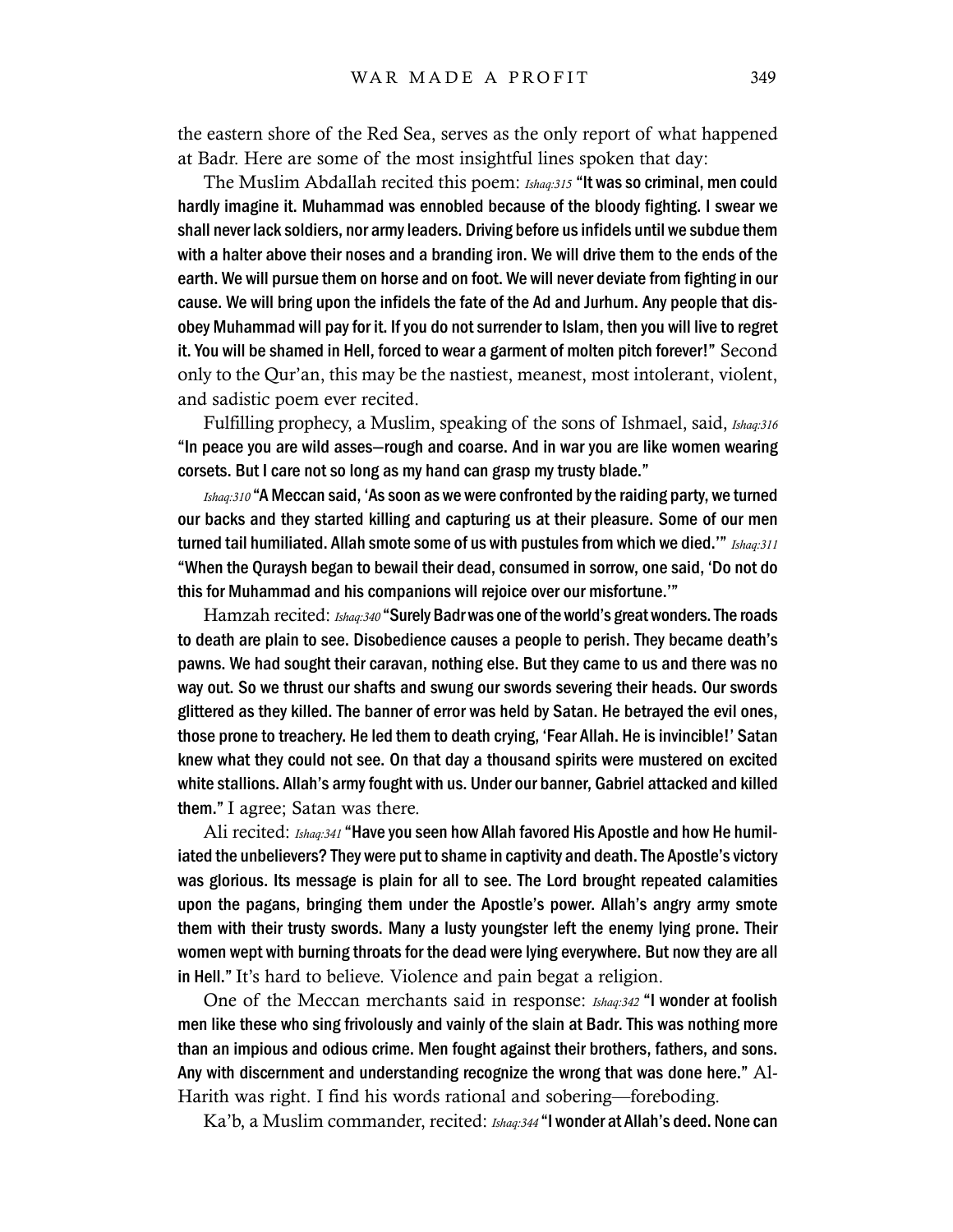the eastern shore of the Red Sea, serves as the only report of what happened at Badr. Here are some of the most insightful lines spoken that day:

The Muslim Abdallah recited this poem: *Ishaq:315* **"It was so criminal, men could hardly imagine it. Muhammad was ennobled because of the bloody fighting. I swear we shall never lack soldiers, nor army leaders. Driving before us infidels until we subdue them with a halter above their noses and a branding iron. We will drive them to the ends of the earth. We will pursue them on horse and on foot. We will never deviate from fighting in our cause. We will bring upon the infidels the fate of the Ad and Jurhum. Any people that disobey Muhammad will pay for it. If you do not surrender to Islam, then you will live to regret it. You will be shamed in Hell, forced to wear a garment of molten pitch forever!"** Second only to the Qur'an, this may be the nastiest, meanest, most intolerant, violent, and sadistic poem ever recited.

Fulfilling prophecy, a Muslim, speaking of the sons of Ishmael, said, *Ishaq:316* **"In peace you are wild asses—rough and coarse. And in war you are like women wearing corsets. But I care not so long as my hand can grasp my trusty blade."**

*Ishaq:310* **"A Meccan said, 'As soon as we were confronted by the raiding party, we turned our backs and they started killing and capturing us at their pleasure. Some of our men turned tail humiliated. Allah smote some of us with pustules from which we died.'"** *Ishaq:311* **"When the Quraysh began to bewail their dead, consumed in sorrow, one said, 'Do not do this for Muhammad and his companions will rejoice over our misfortune.'"**

Hamzah recited: *Ishaq:340* **"Surely Badr was one of the world's great wonders. The roads to death are plain to see. Disobedience causes a people to perish. They became death's pawns. We had sought their caravan, nothing else. But they came to us and there was no way out. So we thrust our shafts and swung our swords severing their heads. Our swords glittered as they killed. The banner of error was held by Satan. He betrayed the evil ones, those prone to treachery. He led them to death crying, 'Fear Allah. He is invincible!' Satan knew what they could not see. On that day a thousand spirits were mustered on excited white stallions. Allah's army fought with us. Under our banner, Gabriel attacked and killed them."** I agree; Satan was there.

Ali recited: *Ishaq:341* **"Have you seen how Allah favored His Apostle and how He humiliated the unbelievers? They were put to shame in captivity and death. The Apostle's victory was glorious. Its message is plain for all to see. The Lord brought repeated calamities upon the pagans, bringing them under the Apostle's power. Allah's angry army smote them with their trusty swords. Many a lusty youngster left the enemy lying prone. Their women wept with burning throats for the dead were lying everywhere. But now they are all in Hell."** It's hard to believe. Violence and pain begat a religion.

One of the Meccan merchants said in response: *Ishaq:342* **"I wonder at foolish men like these who sing frivolously and vainly of the slain at Badr. This was nothing more than an impious and odious crime. Men fought against their brothers, fathers, and sons. Any with discernment and understanding recognize the wrong that was done here."** Al-Harith was right. I find his words rational and sobering—foreboding.

Ka'b, a Muslim commander, recited: *Ishaq:344* **"I wonder at Allah's deed. None can**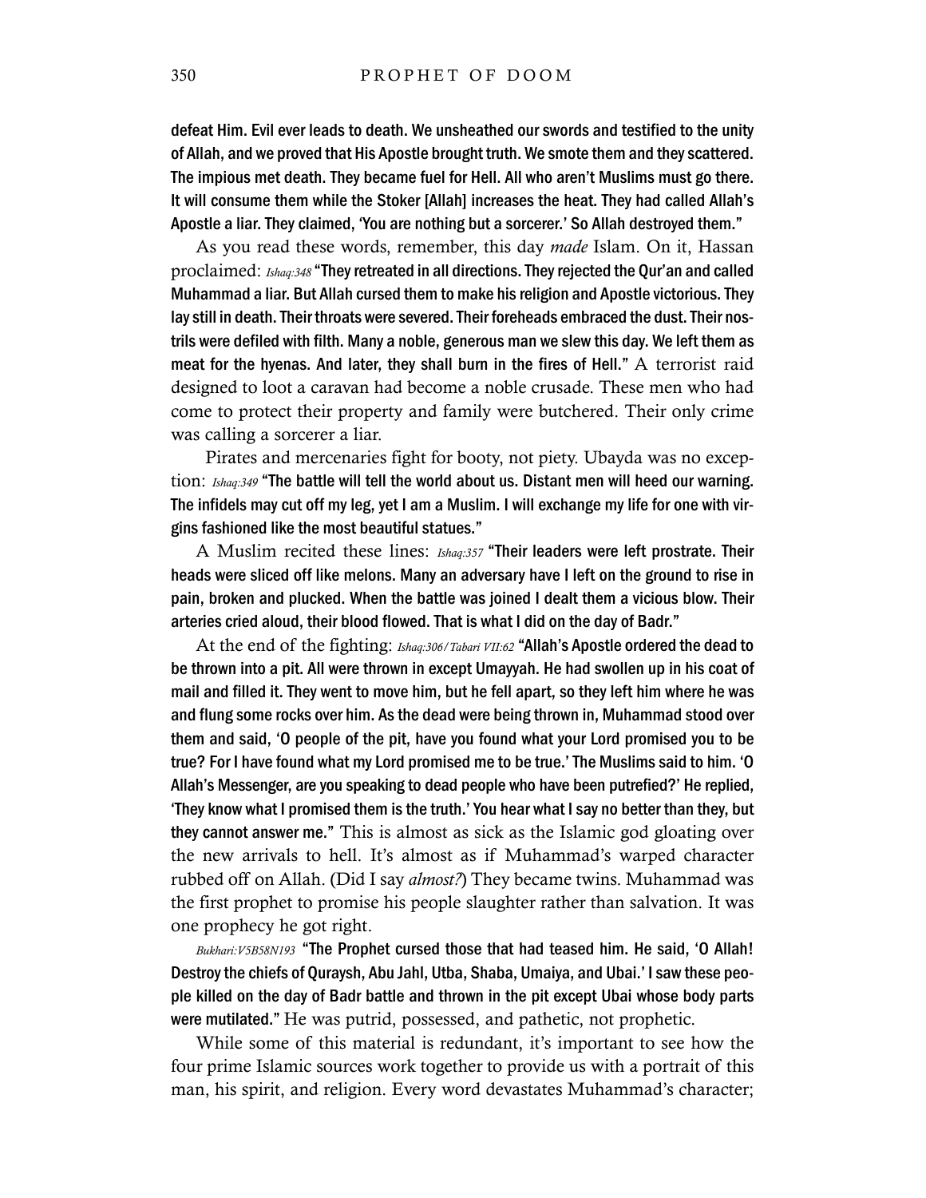defeat Him. Evil ever leads to death. We unsheathed our swords and testified to the unity of Allah, and we proved that His Apostle brought truth. We smote them and they scattered. The impious met death. They became fuel for Hell. All who aren't Muslims must go there. It will consume them while the Stoker [Allah] increases the heat. They had called Allah's Apostle a liar. They claimed, 'You are nothing but a sorcerer.' So Allah destroyed them."

As you read these words, remember, this day *made* Islam. On it, Hassan proclaimed: *Ishaq:348* "They retreated in all directions. They rejected the Qur'an and called Muhammad a liar. But Allah cursed them to make his religion and Apostle victorious. They lay still in death. Their throats were severed. Their foreheads embraced the dust. Their nostrils were defiled with filth. Many a noble, generous man we slew this day. We left them as meat for the hyenas. And later, they shall burn in the fires of Hell." A terrorist raid designed to loot a caravan had become a noble crusade. These men who had come to protect their property and family were butchered. Their only crime was calling a sorcerer a liar.

Pirates and mercenaries fight for booty, not piety. Ubayda was no exception: *Ishaq:349* "The battle will tell the world about us. Distant men will heed our warning. The infidels may cut off my leg, yet I am a Muslim. I will exchange my life for one with virgins fashioned like the most beautiful statues."

A Muslim recited these lines: *Ishaq:357* "Their leaders were left prostrate. Their heads were sliced off like melons. Many an adversary have I left on the ground to rise in pain, broken and plucked. When the battle was joined I dealt them a vicious blow. Their arteries cried aloud, their blood flowed. That is what I did on the day of Badr."

At the end of the fighting: *Ishaq:306/Tabari VII:62* "Allah's Apostle ordered the dead to be thrown into a pit. All were thrown in except Umayyah. He had swollen up in his coat of mail and filled it. They went to move him, but he fell apart, so they left him where he was and flung some rocks over him. As the dead were being thrown in, Muhammad stood over them and said, 'O people of the pit, have you found what your Lord promised you to be true? For I have found what my Lord promised me to be true.' The Muslims said to him. 'O Allah's Messenger, are you speaking to dead people who have been putrefied?' He replied, 'They know what I promised them is the truth.' You hear what I say no better than they, but they cannot answer me." This is almost as sick as the Islamic god gloating over the new arrivals to hell. It's almost as if Muhammad's warped character rubbed off on Allah. (Did I say *almost?*) They became twins. Muhammad was the first prophet to promise his people slaughter rather than salvation. It was one prophecy he got right.

*Bukhari:V5B58N193* "The Prophet cursed those that had teased him. He said, 'O Allah! Destroy the chiefs of Quraysh, Abu Jahl, Utba, Shaba, Umaiya, and Ubai.' I saw these people killed on the day of Badr battle and thrown in the pit except Ubai whose body parts were mutilated." He was putrid, possessed, and pathetic, not prophetic.

While some of this material is redundant, it's important to see how the four prime Islamic sources work together to provide us with a portrait of this man, his spirit, and religion. Every word devastates Muhammad's character;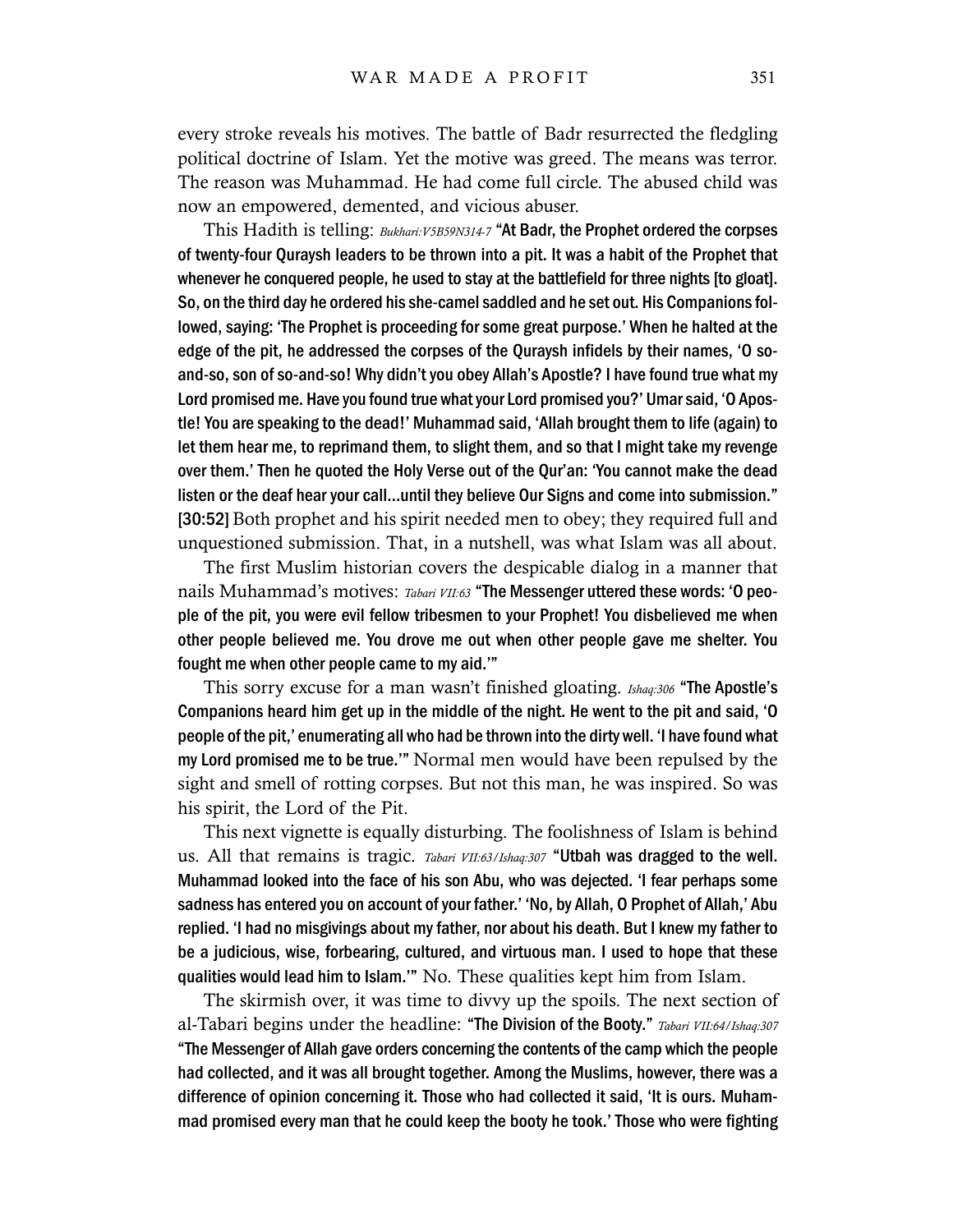every stroke reveals his motives. The battle of Badr resurrected the fledgling political doctrine of Islam. Yet the motive was greed. The means was terror. The reason was Muhammad. He had come full circle. The abused child was now an empowered, demented, and vicious abuser.

This Hadith is telling: *Bukhari:V5B59N314-7* **"At Badr, the Prophet ordered the corpses of twenty-four Quraysh leaders to be thrown into a pit. It was a habit of the Prophet that whenever he conquered people, he used to stay at the battlefield for three nights [to gloat]. So, on the third day he ordered his she-camel saddled and he set out. His Companions followed, saying: 'The Prophet is proceeding for some great purpose.' When he halted at the edge of the pit, he addressed the corpses of the Quraysh infidels by their names, 'O so-and-so, son of so-and-so! Why didn't you obey Allah's Apostle? I have found true what my Lord promised me. Have you found true what your Lord promised you?' Umar said, 'O Apostle! You are speaking to the dead!' Muhammad said, 'Allah brought them to life (again) to let them hear me, to reprimand them, to slight them, and so that I might take my revenge over them.' Then he quoted the Holy Verse out of the Qur'an: 'You cannot make the dead listen or the deaf hear your call...until they believe Our Signs and come into submission." [30:52]** Both prophet and his spirit needed men to obey; they required full and unquestioned submission. That, in a nutshell, was what Islam was all about.

The first Muslim historian covers the despicable dialog in a manner that nails Muhammad's motives: *Tabari VII:63* **"The Messenger uttered these words: 'O people of the pit, you were evil fellow tribesmen to your Prophet! You disbelieved me when other people believed me. You drove me out when other people gave me shelter. You fought me when other people came to my aid.'"**

This sorry excuse for a man wasn't finished gloating. *Ishaq:306* **"The Apostle's Companions heard him get up in the middle of the night. He went to the pit and said, 'O people of the pit,' enumerating all who had be thrown into the dirty well. 'I have found what my Lord promised me to be true.'"** Normal men would have been repulsed by the sight and smell of rotting corpses. But not this man, he was inspired. So was his spirit, the Lord of the Pit.

This next vignette is equally disturbing. The foolishness of Islam is behind us. All that remains is tragic. *Tabari VII:63/Ishaq:307* **"Utbah was dragged to the well. Muhammad looked into the face of his son Abu, who was dejected. 'I fear perhaps some sadness has entered you on account of your father.' 'No, by Allah, O Prophet of Allah,' Abu replied. 'I had no misgivings about my father, nor about his death. But I knew my father to be a judicious, wise, forbearing, cultured, and virtuous man. I used to hope that these qualities would lead him to Islam.'"** No. These qualities kept him from Islam.

The skirmish over, it was time to divvy up the spoils. The next section of al-Tabari begins under the headline: **"The Division of the Booty."** *Tabari VII:64/Ishaq:307* **"The Messenger of Allah gave orders concerning the contents of the camp which the people had collected, and it was all brought together. Among the Muslims, however, there was a difference of opinion concerning it. Those who had collected it said, 'It is ours. Muhammad promised every man that he could keep the booty he took.' Those who were fighting**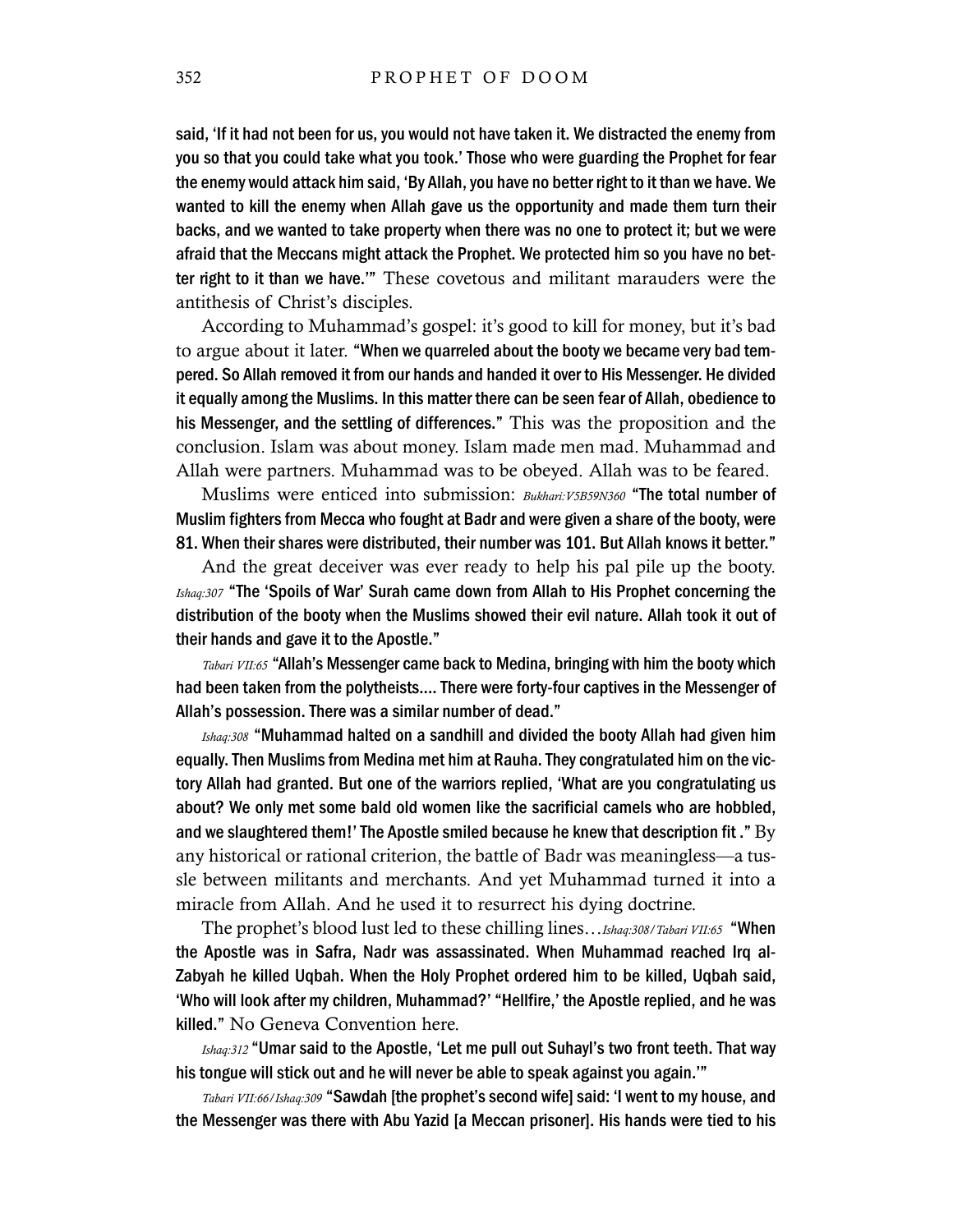said, 'If it had not been for us, you would not have taken it. We distracted the enemy from you so that you could take what you took.' Those who were guarding the Prophet for fear the enemy would attack him said, 'By Allah, you have no better right to it than we have. We wanted to kill the enemy when Allah gave us the opportunity and made them turn their backs, and we wanted to take property when there was no one to protect it; but we were afraid that the Meccans might attack the Prophet. We protected him so you have no better right to it than we have.'" These covetous and militant marauders were the antithesis of Christ's disciples.

According to Muhammad's gospel: it's good to kill for money, but it's bad to argue about it later. "When we quarreled about the booty we became very bad tempered. So Allah removed it from our hands and handed it over to His Messenger. He divided it equally among the Muslims. In this matter there can be seen fear of Allah, obedience to his Messenger, and the settling of differences." This was the proposition and the conclusion. Islam was about money. Islam made men mad. Muhammad and Allah were partners. Muhammad was to be obeyed. Allah was to be feared.

Muslims were enticed into submission: *Bukhari:V5B59N360* "The total number of Muslim fighters from Mecca who fought at Badr and were given a share of the booty, were 81. When their shares were distributed, their number was 101. But Allah knows it better."

And the great deceiver was ever ready to help his pal pile up the booty. *Ishaq:307* "The 'Spoils of War' Surah came down from Allah to His Prophet concerning the distribution of the booty when the Muslims showed their evil nature. Allah took it out of their hands and gave it to the Apostle."

*Tabari VII:65* "Allah's Messenger came back to Medina, bringing with him the booty which had been taken from the polytheists.... There were forty-four captives in the Messenger of Allah's possession. There was a similar number of dead."

*Ishaq:308* "Muhammad halted on a sandhill and divided the booty Allah had given him equally. Then Muslims from Medina met him at Rauha. They congratulated him on the victory Allah had granted. But one of the warriors replied, 'What are you congratulating us about? We only met some bald old women like the sacrificial camels who are hobbled, and we slaughtered them!' The Apostle smiled because he knew that description fit ." By any historical or rational criterion, the battle of Badr was meaningless—a tussle between militants and merchants. And yet Muhammad turned it into a miracle from Allah. And he used it to resurrect his dying doctrine.

The prophet's blood lust led to these chilling lines…*Ishaq:308/Tabari VII:65* "When the Apostle was in Safra, Nadr was assassinated. When Muhammad reached Irq al-Zabyah he killed Uqbah. When the Holy Prophet ordered him to be killed, Uqbah said, 'Who will look after my children, Muhammad?' "Hellfire,' the Apostle replied, and he was killed." No Geneva Convention here.

*Ishaq:312* "Umar said to the Apostle, 'Let me pull out Suhayl's two front teeth. That way his tongue will stick out and he will never be able to speak against you again.'"

*Tabari VII:66/Ishaq:309* "Sawdah [the prophet's second wife] said: 'I went to my house, and the Messenger was there with Abu Yazid [a Meccan prisoner]. His hands were tied to his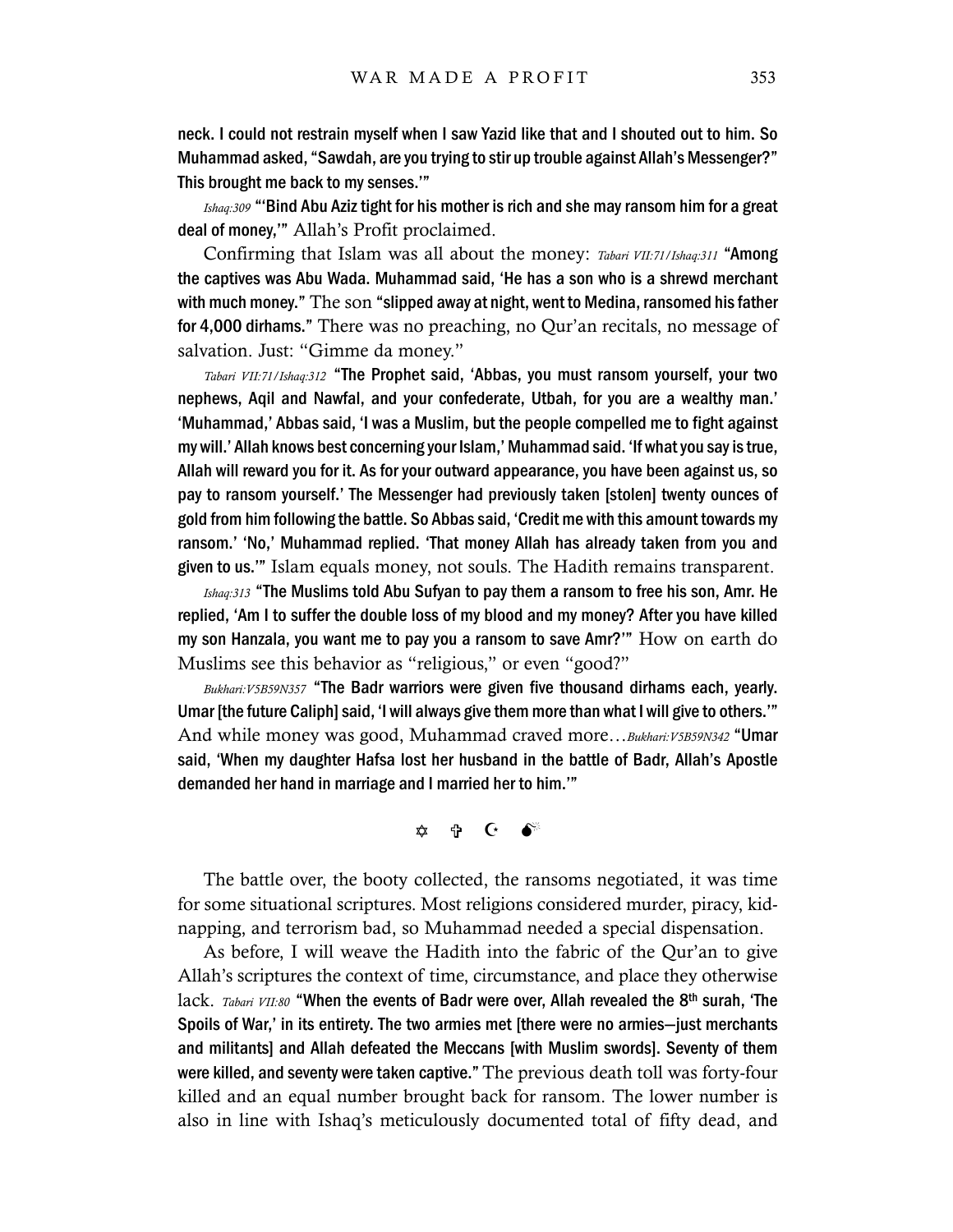neck. I could not restrain myself when I saw Yazid like that and I shouted out to him. So Muhammad asked, "Sawdah, are you trying to stir up trouble against Allah's Messenger?" This brought me back to my senses.'"

*Ishaq:309* "'Bind Abu Aziz tight for his mother is rich and she may ransom him for a great deal of money,'" Allah's Profit proclaimed.

Confirming that Islam was all about the money: *Tabari VII:71/Ishaq:311* "Among the captives was Abu Wada. Muhammad said, 'He has a son who is a shrewd merchant with much money." The son "slipped away at night, went to Medina, ransomed his father for 4,000 dirhams." There was no preaching, no Qur'an recitals, no message of salvation. Just: "Gimme da money."

*Tabari VII:71/Ishaq:312* "The Prophet said, 'Abbas, you must ransom yourself, your two nephews, Aqil and Nawfal, and your confederate, Utbah, for you are a wealthy man.' 'Muhammad,' Abbas said, 'I was a Muslim, but the people compelled me to fight against my will.' Allah knows best concerning your Islam,' Muhammad said. 'If what you say is true, Allah will reward you for it. As for your outward appearance, you have been against us, so pay to ransom yourself.' The Messenger had previously taken [stolen] twenty ounces of gold from him following the battle. So Abbas said, 'Credit me with this amount towards my ransom.' 'No,' Muhammad replied. 'That money Allah has already taken from you and given to us.'" Islam equals money, not souls. The Hadith remains transparent.

*Ishaq:313* "The Muslims told Abu Sufyan to pay them a ransom to free his son, Amr. He replied, 'Am I to suffer the double loss of my blood and my money? After you have killed my son Hanzala, you want me to pay you a ransom to save Amr?'" How on earth do Muslims see this behavior as "religious," or even "good?"

*Bukhari:V5B59N357* "The Badr warriors were given five thousand dirhams each, yearly. Umar [the future Caliph] said, 'I will always give them more than what I will give to others.'" And while money was good, Muhammad craved more… *Bukhari:V5B59N342* "Umar said, 'When my daughter Hafsa lost her husband in the battle of Badr, Allah's Apostle demanded her hand in marriage and I married her to him.'"

✡ ✞ ☪ 💣

The battle over, the booty collected, the ransoms negotiated, it was time for some situational scriptures. Most religions considered murder, piracy, kidnapping, and terrorism bad, so Muhammad needed a special dispensation.

As before, I will weave the Hadith into the fabric of the Qur'an to give Allah's scriptures the context of time, circumstance, and place they otherwise lack. *Tabari VII:80* "When the events of Badr were over, Allah revealed the 8th surah, 'The Spoils of War,' in its entirety. The two armies met [there were no armies—just merchants and militants] and Allah defeated the Meccans [with Muslim swords]. Seventy of them were killed, and seventy were taken captive." The previous death toll was forty-four killed and an equal number brought back for ransom. The lower number is also in line with Ishaq's meticulously documented total of fifty dead, and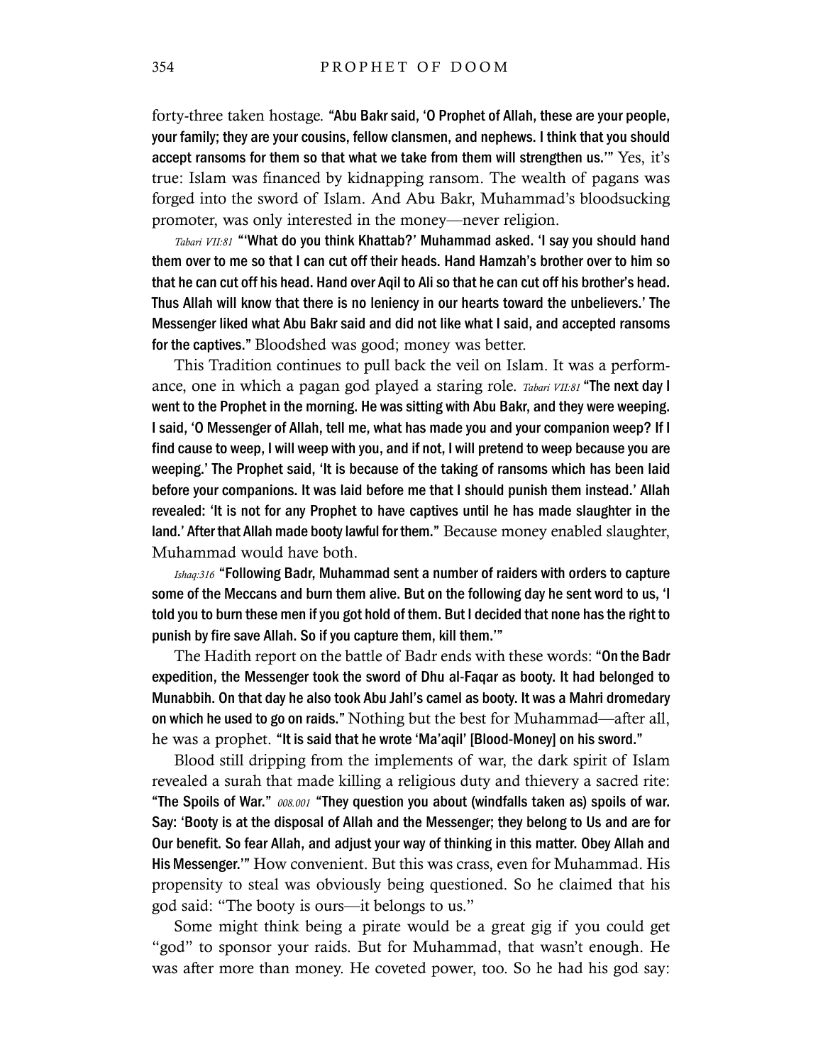forty-three taken hostage. **"Abu Bakr said, 'O Prophet of Allah, these are your people, your family; they are your cousins, fellow clansmen, and nephews. I think that you should accept ransoms for them so that what we take from them will strengthen us.'"** Yes, it's true: Islam was financed by kidnapping ransom. The wealth of pagans was forged into the sword of Islam. And Abu Bakr, Muhammad's bloodsucking promoter, was only interested in the money—never religion.

*Tabari VII:81* **"'What do you think Khattab?' Muhammad asked. 'I say you should hand them over to me so that I can cut off their heads. Hand Hamzah's brother over to him so that he can cut off his head. Hand over Aqil to Ali so that he can cut off his brother's head. Thus Allah will know that there is no leniency in our hearts toward the unbelievers.' The Messenger liked what Abu Bakr said and did not like what I said, and accepted ransoms for the captives."** Bloodshed was good; money was better.

This Tradition continues to pull back the veil on Islam. It was a performance, one in which a pagan god played a staring role. *Tabari VII:81* **"The next day I went to the Prophet in the morning. He was sitting with Abu Bakr, and they were weeping. I said, 'O Messenger of Allah, tell me, what has made you and your companion weep? If I find cause to weep, I will weep with you, and if not, I will pretend to weep because you are weeping.' The Prophet said, 'It is because of the taking of ransoms which has been laid before your companions. It was laid before me that I should punish them instead.' Allah revealed: 'It is not for any Prophet to have captives until he has made slaughter in the land.' After that Allah made booty lawful for them."** Because money enabled slaughter, Muhammad would have both.

*Ishaq:316* **"Following Badr, Muhammad sent a number of raiders with orders to capture some of the Meccans and burn them alive. But on the following day he sent word to us, 'I told you to burn these men if you got hold of them. But I decided that none has the right to punish by fire save Allah. So if you capture them, kill them.'"**

The Hadith report on the battle of Badr ends with these words: **"On the Badr expedition, the Messenger took the sword of Dhu al-Faqar as booty. It had belonged to Munabbih. On that day he also took Abu Jahl's camel as booty. It was a Mahri dromedary on which he used to go on raids."** Nothing but the best for Muhammad—after all, he was a prophet. **"It is said that he wrote 'Ma'aqil' [Blood-Money] on his sword."**

Blood still dripping from the implements of war, the dark spirit of Islam revealed a surah that made killing a religious duty and thievery a sacred rite: **"The Spoils of War."** *008.001* **"They question you about (windfalls taken as) spoils of war. Say: 'Booty is at the disposal of Allah and the Messenger; they belong to Us and are for Our benefit. So fear Allah, and adjust your way of thinking in this matter. Obey Allah and His Messenger.'"** How convenient. But this was crass, even for Muhammad. His propensity to steal was obviously being questioned. So he claimed that his god said: "The booty is ours—it belongs to us."

Some might think being a pirate would be a great gig if you could get "god" to sponsor your raids. But for Muhammad, that wasn't enough. He was after more than money. He coveted power, too. So he had his god say: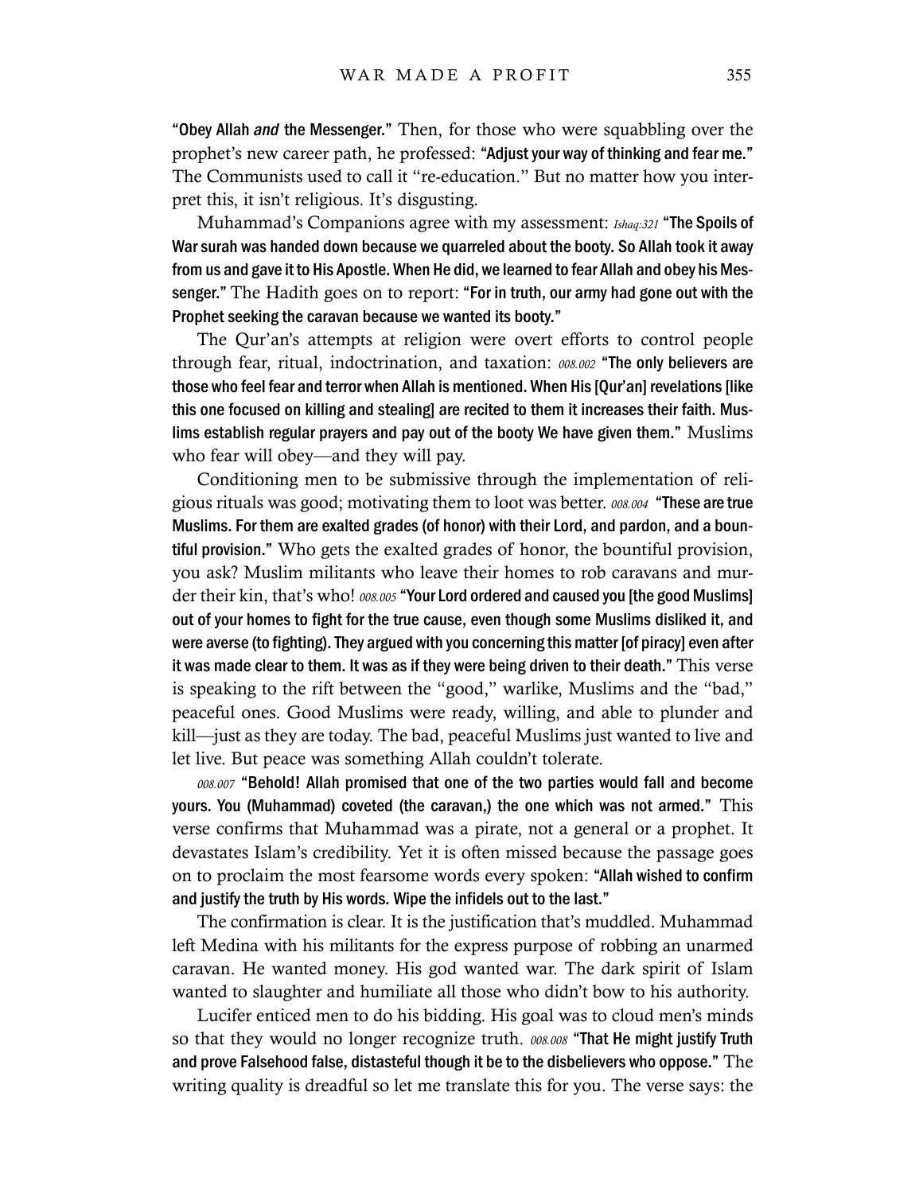**"Obey Allah *and* the Messenger."** Then, for those who were squabbling over the prophet's new career path, he professed: **"Adjust your way of thinking and fear me."** The Communists used to call it "re-education." But no matter how you interpret this, it isn't religious. It's disgusting.

Muhammad's Companions agree with my assessment: *Ishaq:321* **"The Spoils of War surah was handed down because we quarreled about the booty. So Allah took it away from us and gave it to His Apostle. When He did, we learned to fear Allah and obey his Messenger."** The Hadith goes on to report: **"For in truth, our army had gone out with the Prophet seeking the caravan because we wanted its booty."**

The Qur'an's attempts at religion were overt efforts to control people through fear, ritual, indoctrination, and taxation: *008.002* **"The only believers are those who feel fear and terror when Allah is mentioned. When His [Qur'an] revelations [like this one focused on killing and stealing] are recited to them it increases their faith. Muslims establish regular prayers and pay out of the booty We have given them."** Muslims who fear will obey—and they will pay.

Conditioning men to be submissive through the implementation of religious rituals was good; motivating them to loot was better. *008.004* **"These are true Muslims. For them are exalted grades (of honor) with their Lord, and pardon, and a bountiful provision."** Who gets the exalted grades of honor, the bountiful provision, you ask? Muslim militants who leave their homes to rob caravans and murder their kin, that's who! *008.005* **"Your Lord ordered and caused you [the good Muslims] out of your homes to fight for the true cause, even though some Muslims disliked it, and were averse (to fighting). They argued with you concerning this matter [of piracy] even after it was made clear to them. It was as if they were being driven to their death."** This verse is speaking to the rift between the "good," warlike, Muslims and the "bad," peaceful ones. Good Muslims were ready, willing, and able to plunder and kill—just as they are today. The bad, peaceful Muslims just wanted to live and let live. But peace was something Allah couldn't tolerate.

*008.007* **"Behold! Allah promised that one of the two parties would fall and become yours. You (Muhammad) coveted (the caravan,) the one which was not armed."** This verse confirms that Muhammad was a pirate, not a general or a prophet. It devastates Islam's credibility. Yet it is often missed because the passage goes on to proclaim the most fearsome words every spoken: **"Allah wished to confirm and justify the truth by His words. Wipe the infidels out to the last."**

The confirmation is clear. It is the justification that's muddled. Muhammad left Medina with his militants for the express purpose of robbing an unarmed caravan. He wanted money. His god wanted war. The dark spirit of Islam wanted to slaughter and humiliate all those who didn't bow to his authority.

Lucifer enticed men to do his bidding. His goal was to cloud men's minds so that they would no longer recognize truth. *008.008* **"That He might justify Truth and prove Falsehood false, distasteful though it be to the disbelievers who oppose."** The writing quality is dreadful so let me translate this for you. The verse says: the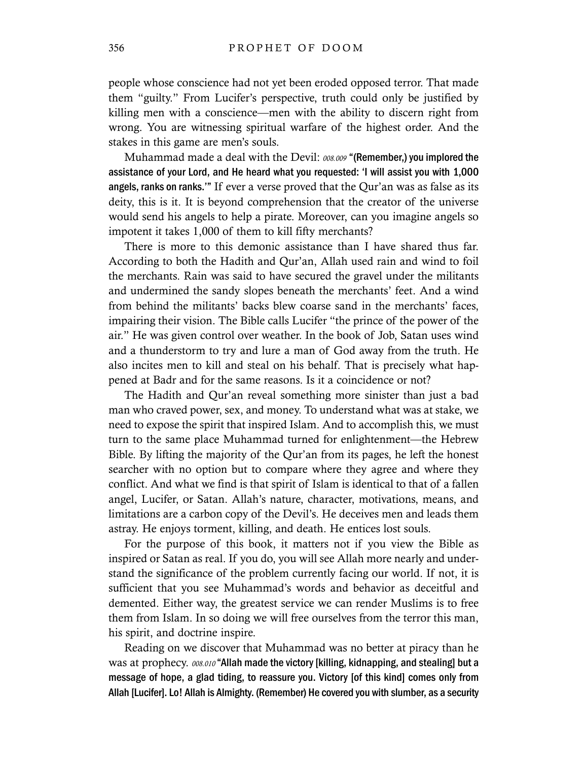people whose conscience had not yet been eroded opposed terror. That made them "guilty." From Lucifer's perspective, truth could only be justified by killing men with a conscience—men with the ability to discern right from wrong. You are witnessing spiritual warfare of the highest order. And the stakes in this game are men's souls.

Muhammad made a deal with the Devil: *008.009* **"(Remember,) you implored the assistance of your Lord, and He heard what you requested: 'I will assist you with 1,000 angels, ranks on ranks.'"** If ever a verse proved that the Qur'an was as false as its deity, this is it. It is beyond comprehension that the creator of the universe would send his angels to help a pirate. Moreover, can you imagine angels so impotent it takes 1,000 of them to kill fifty merchants?

There is more to this demonic assistance than I have shared thus far. According to both the Hadith and Qur'an, Allah used rain and wind to foil the merchants. Rain was said to have secured the gravel under the militants and undermined the sandy slopes beneath the merchants' feet. And a wind from behind the militants' backs blew coarse sand in the merchants' faces, impairing their vision. The Bible calls Lucifer "the prince of the power of the air." He was given control over weather. In the book of Job, Satan uses wind and a thunderstorm to try and lure a man of God away from the truth. He also incites men to kill and steal on his behalf. That is precisely what happened at Badr and for the same reasons. Is it a coincidence or not?

The Hadith and Qur'an reveal something more sinister than just a bad man who craved power, sex, and money. To understand what was at stake, we need to expose the spirit that inspired Islam. And to accomplish this, we must turn to the same place Muhammad turned for enlightenment—the Hebrew Bible. By lifting the majority of the Qur'an from its pages, he left the honest searcher with no option but to compare where they agree and where they conflict. And what we find is that spirit of Islam is identical to that of a fallen angel, Lucifer, or Satan. Allah's nature, character, motivations, means, and limitations are a carbon copy of the Devil's. He deceives men and leads them astray. He enjoys torment, killing, and death. He entices lost souls.

For the purpose of this book, it matters not if you view the Bible as inspired or Satan as real. If you do, you will see Allah more nearly and understand the significance of the problem currently facing our world. If not, it is sufficient that you see Muhammad's words and behavior as deceitful and demented. Either way, the greatest service we can render Muslims is to free them from Islam. In so doing we will free ourselves from the terror this man, his spirit, and doctrine inspire.

Reading on we discover that Muhammad was no better at piracy than he was at prophecy. *008.010* **"Allah made the victory [killing, kidnapping, and stealing] but a message of hope, a glad tiding, to reassure you. Victory [of this kind] comes only from Allah [Lucifer]. Lo! Allah is Almighty. (Remember) He covered you with slumber, as a security**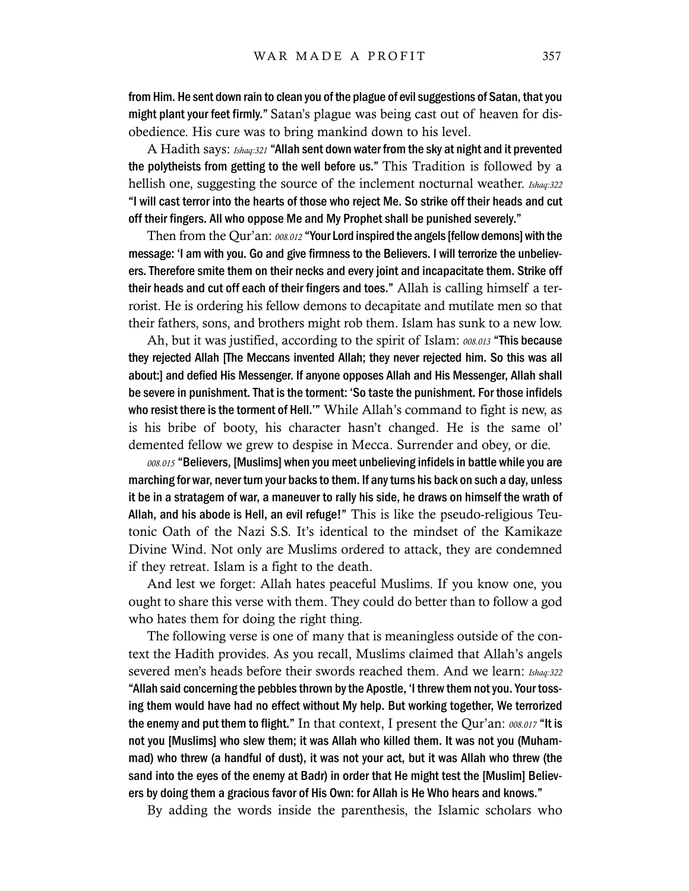**from Him. He sent down rain to clean you of the plague of evil suggestions of Satan, that you might plant your feet firmly."** Satan's plague was being cast out of heaven for disobedience. His cure was to bring mankind down to his level.

A Hadith says: *Ishaq:321* **"Allah sent down water from the sky at night and it prevented the polytheists from getting to the well before us."** This Tradition is followed by a hellish one, suggesting the source of the inclement nocturnal weather. *Ishaq:322* **"I will cast terror into the hearts of those who reject Me. So strike off their heads and cut off their fingers. All who oppose Me and My Prophet shall be punished severely."**

Then from the Qur'an: *008.012* **"Your Lord inspired the angels [fellow demons] with the message: 'I am with you. Go and give firmness to the Believers. I will terrorize the unbelievers. Therefore smite them on their necks and every joint and incapacitate them. Strike off their heads and cut off each of their fingers and toes."** Allah is calling himself a terrorist. He is ordering his fellow demons to decapitate and mutilate men so that their fathers, sons, and brothers might rob them. Islam has sunk to a new low.

Ah, but it was justified, according to the spirit of Islam: *008.013* **"This because they rejected Allah [The Meccans invented Allah; they never rejected him. So this was all about:] and defied His Messenger. If anyone opposes Allah and His Messenger, Allah shall be severe in punishment. That is the torment: 'So taste the punishment. For those infidels who resist there is the torment of Hell.'"** While Allah's command to fight is new, as is his bribe of booty, his character hasn't changed. He is the same ol' demented fellow we grew to despise in Mecca. Surrender and obey, or die.

*008.015* **"Believers, [Muslims] when you meet unbelieving infidels in battle while you are marching for war, never turn your backs to them. If any turns his back on such a day, unless it be in a stratagem of war, a maneuver to rally his side, he draws on himself the wrath of Allah, and his abode is Hell, an evil refuge!"** This is like the pseudo-religious Teutonic Oath of the Nazi S.S. It's identical to the mindset of the Kamikaze Divine Wind. Not only are Muslims ordered to attack, they are condemned if they retreat. Islam is a fight to the death.

And lest we forget: Allah hates peaceful Muslims. If you know one, you ought to share this verse with them. They could do better than to follow a god who hates them for doing the right thing.

The following verse is one of many that is meaningless outside of the context the Hadith provides. As you recall, Muslims claimed that Allah's angels severed men's heads before their swords reached them. And we learn: *Ishaq:322* **"Allah said concerning the pebbles thrown by the Apostle, 'I threw them not you. Your tossing them would have had no effect without My help. But working together, We terrorized the enemy and put them to flight."** In that context, I present the Qur'an: *008.017* **"It is not you [Muslims] who slew them; it was Allah who killed them. It was not you (Muhammad) who threw (a handful of dust), it was not your act, but it was Allah who threw (the sand into the eyes of the enemy at Badr) in order that He might test the [Muslim] Believers by doing them a gracious favor of His Own: for Allah is He Who hears and knows."**

By adding the words inside the parenthesis, the Islamic scholars who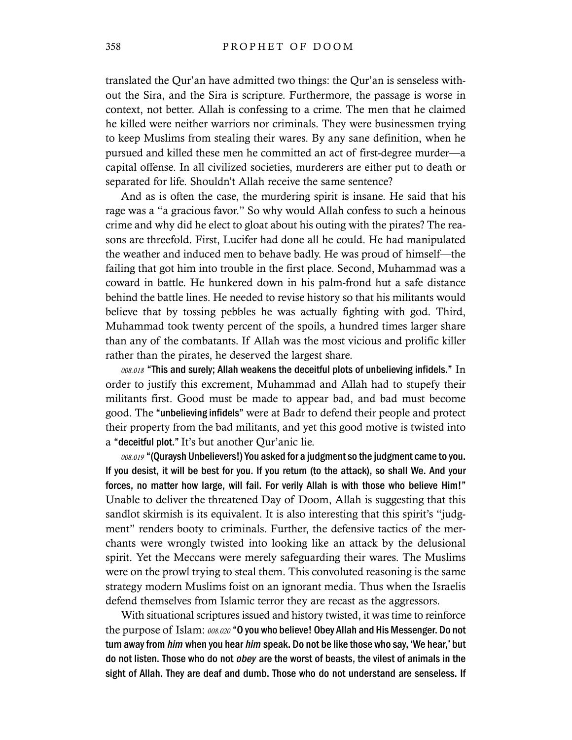translated the Qur'an have admitted two things: the Qur'an is senseless without the Sira, and the Sira is scripture. Furthermore, the passage is worse in context, not better. Allah is confessing to a crime. The men that he claimed he killed were neither warriors nor criminals. They were businessmen trying to keep Muslims from stealing their wares. By any sane definition, when he pursued and killed these men he committed an act of first-degree murder—a capital offense. In all civilized societies, murderers are either put to death or separated for life. Shouldn't Allah receive the same sentence?

And as is often the case, the murdering spirit is insane. He said that his rage was a "a gracious favor." So why would Allah confess to such a heinous crime and why did he elect to gloat about his outing with the pirates? The reasons are threefold. First, Lucifer had done all he could. He had manipulated the weather and induced men to behave badly. He was proud of himself—the failing that got him into trouble in the first place. Second, Muhammad was a coward in battle. He hunkered down in his palm-frond hut a safe distance behind the battle lines. He needed to revise history so that his militants would believe that by tossing pebbles he was actually fighting with god. Third, Muhammad took twenty percent of the spoils, a hundred times larger share than any of the combatants. If Allah was the most vicious and prolific killer rather than the pirates, he deserved the largest share.

*008.018* **"This and surely; Allah weakens the deceitful plots of unbelieving infidels."** In order to justify this excrement, Muhammad and Allah had to stupefy their militants first. Good must be made to appear bad, and bad must become good. The **"unbelieving infidels"** were at Badr to defend their people and protect their property from the bad militants, and yet this good motive is twisted into a **"deceitful plot."** It's but another Qur'anic lie.

*008.019* **"(Quraysh Unbelievers!) You asked for a judgment so the judgment came to you. If you desist, it will be best for you. If you return (to the attack), so shall We. And your forces, no matter how large, will fail. For verily Allah is with those who believe Him!"** Unable to deliver the threatened Day of Doom, Allah is suggesting that this sandlot skirmish is its equivalent. It is also interesting that this spirit's "judgment" renders booty to criminals. Further, the defensive tactics of the merchants were wrongly twisted into looking like an attack by the delusional spirit. Yet the Meccans were merely safeguarding their wares. The Muslims were on the prowl trying to steal them. This convoluted reasoning is the same strategy modern Muslims foist on an ignorant media. Thus when the Israelis defend themselves from Islamic terror they are recast as the aggressors.

With situational scriptures issued and history twisted, it was time to reinforce the purpose of Islam: *008.020* **"O you who believe! Obey Allah and His Messenger. Do not turn away from *him* when you hear *him* speak. Do not be like those who say, 'We hear,' but do not listen. Those who do not *obey* are the worst of beasts, the vilest of animals in the sight of Allah. They are deaf and dumb. Those who do not understand are senseless. If**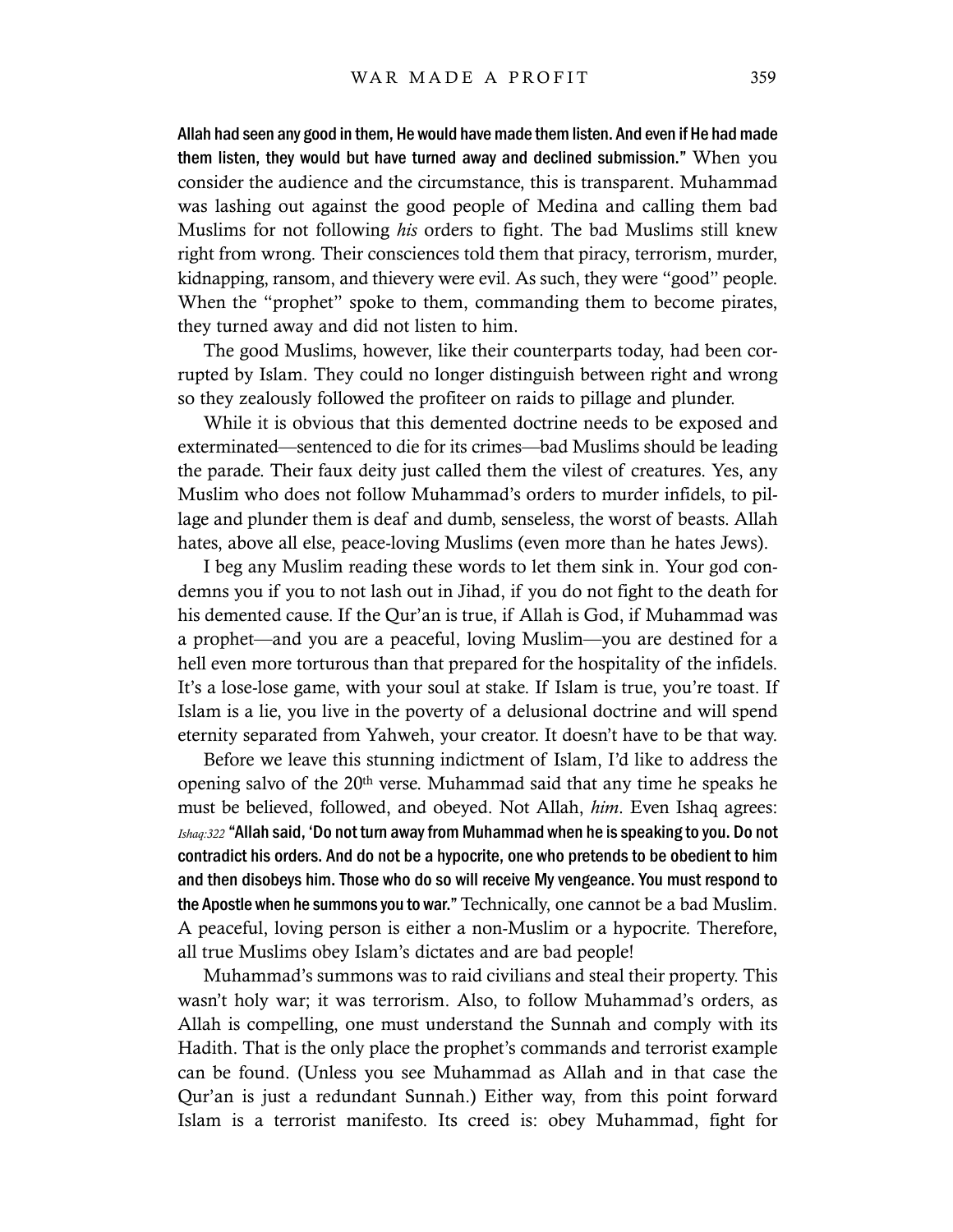**Allah had seen any good in them, He would have made them listen. And even if He had made them listen, they would but have turned away and declined submission."** When you consider the audience and the circumstance, this is transparent. Muhammad was lashing out against the good people of Medina and calling them bad Muslims for not following *his* orders to fight. The bad Muslims still knew right from wrong. Their consciences told them that piracy, terrorism, murder, kidnapping, ransom, and thievery were evil. As such, they were "good" people. When the "prophet" spoke to them, commanding them to become pirates, they turned away and did not listen to him.

The good Muslims, however, like their counterparts today, had been corrupted by Islam. They could no longer distinguish between right and wrong so they zealously followed the profiteer on raids to pillage and plunder.

While it is obvious that this demented doctrine needs to be exposed and exterminated—sentenced to die for its crimes—bad Muslims should be leading the parade. Their faux deity just called them the vilest of creatures. Yes, any Muslim who does not follow Muhammad's orders to murder infidels, to pillage and plunder them is deaf and dumb, senseless, the worst of beasts. Allah hates, above all else, peace-loving Muslims (even more than he hates Jews).

I beg any Muslim reading these words to let them sink in. Your god condemns you if you to not lash out in Jihad, if you do not fight to the death for his demented cause. If the Qur'an is true, if Allah is God, if Muhammad was a prophet—and you are a peaceful, loving Muslim—you are destined for a hell even more torturous than that prepared for the hospitality of the infidels. It's a lose-lose game, with your soul at stake. If Islam is true, you're toast. If Islam is a lie, you live in the poverty of a delusional doctrine and will spend eternity separated from Yahweh, your creator. It doesn't have to be that way.

Before we leave this stunning indictment of Islam, I'd like to address the opening salvo of the 20th verse. Muhammad said that any time he speaks he must be believed, followed, and obeyed. Not Allah, *him*. Even Ishaq agrees: *Ishaq:322* **"Allah said, 'Do not turn away from Muhammad when he is speaking to you. Do not contradict his orders. And do not be a hypocrite, one who pretends to be obedient to him and then disobeys him. Those who do so will receive My vengeance. You must respond to the Apostle when he summons you to war."** Technically, one cannot be a bad Muslim. A peaceful, loving person is either a non-Muslim or a hypocrite. Therefore, all true Muslims obey Islam's dictates and are bad people!

Muhammad's summons was to raid civilians and steal their property. This wasn't holy war; it was terrorism. Also, to follow Muhammad's orders, as Allah is compelling, one must understand the Sunnah and comply with its Hadith. That is the only place the prophet's commands and terrorist example can be found. (Unless you see Muhammad as Allah and in that case the Qur'an is just a redundant Sunnah.) Either way, from this point forward Islam is a terrorist manifesto. Its creed is: obey Muhammad, fight for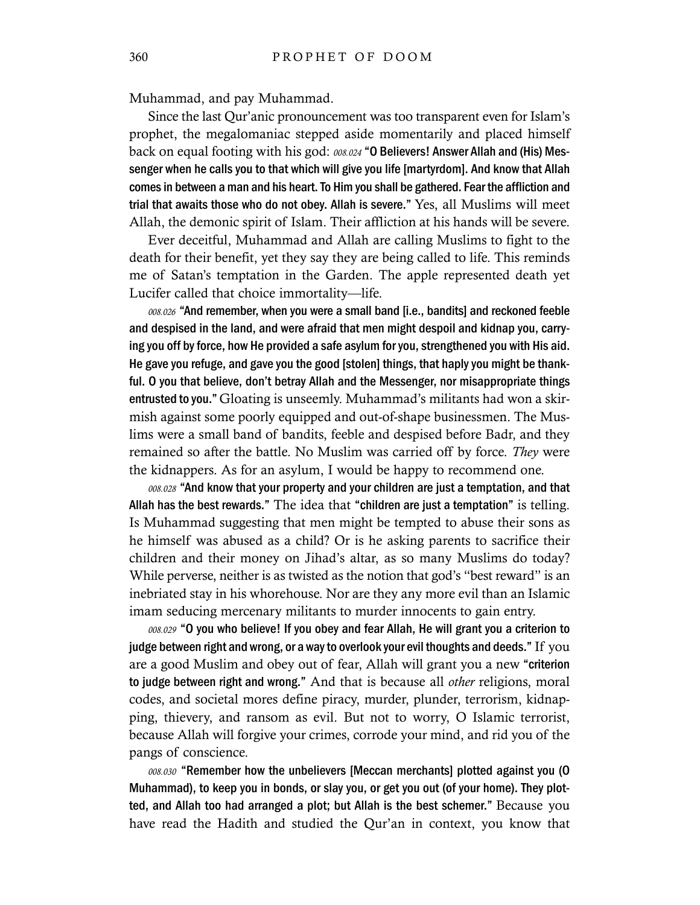Muhammad, and pay Muhammad.

Since the last Qur'anic pronouncement was too transparent even for Islam's prophet, the megalomaniac stepped aside momentarily and placed himself back on equal footing with his god: *008.024* **"O Believers! Answer Allah and (His) Messenger when he calls you to that which will give you life [martyrdom]. And know that Allah comes in between a man and his heart. To Him you shall be gathered. Fear the affliction and trial that awaits those who do not obey. Allah is severe."** Yes, all Muslims will meet Allah, the demonic spirit of Islam. Their affliction at his hands will be severe.

Ever deceitful, Muhammad and Allah are calling Muslims to fight to the death for their benefit, yet they say they are being called to life. This reminds me of Satan's temptation in the Garden. The apple represented death yet Lucifer called that choice immortality—life.

*008.026* **"And remember, when you were a small band [i.e., bandits] and reckoned feeble and despised in the land, and were afraid that men might despoil and kidnap you, carrying you off by force, how He provided a safe asylum for you, strengthened you with His aid. He gave you refuge, and gave you the good [stolen] things, that haply you might be thankful. O you that believe, don't betray Allah and the Messenger, nor misappropriate things entrusted to you."** Gloating is unseemly. Muhammad's militants had won a skirmish against some poorly equipped and out-of-shape businessmen. The Muslims were a small band of bandits, feeble and despised before Badr, and they remained so after the battle. No Muslim was carried off by force. *They* were the kidnappers. As for an asylum, I would be happy to recommend one.

*008.028* **"And know that your property and your children are just a temptation, and that Allah has the best rewards."** The idea that **"children are just a temptation"** is telling. Is Muhammad suggesting that men might be tempted to abuse their sons as he himself was abused as a child? Or is he asking parents to sacrifice their children and their money on Jihad's altar, as so many Muslims do today? While perverse, neither is as twisted as the notion that god's "best reward" is an inebriated stay in his whorehouse. Nor are they any more evil than an Islamic imam seducing mercenary militants to murder innocents to gain entry.

*008.029* **"O you who believe! If you obey and fear Allah, He will grant you a criterion to judge between right and wrong, or a way to overlook your evil thoughts and deeds."** If you are a good Muslim and obey out of fear, Allah will grant you a new **"criterion to judge between right and wrong."** And that is because all *other* religions, moral codes, and societal mores define piracy, murder, plunder, terrorism, kidnapping, thievery, and ransom as evil. But not to worry, O Islamic terrorist, because Allah will forgive your crimes, corrode your mind, and rid you of the pangs of conscience.

*008.030* **"Remember how the unbelievers [Meccan merchants] plotted against you (O Muhammad), to keep you in bonds, or slay you, or get you out (of your home). They plotted, and Allah too had arranged a plot; but Allah is the best schemer."** Because you have read the Hadith and studied the Qur'an in context, you know that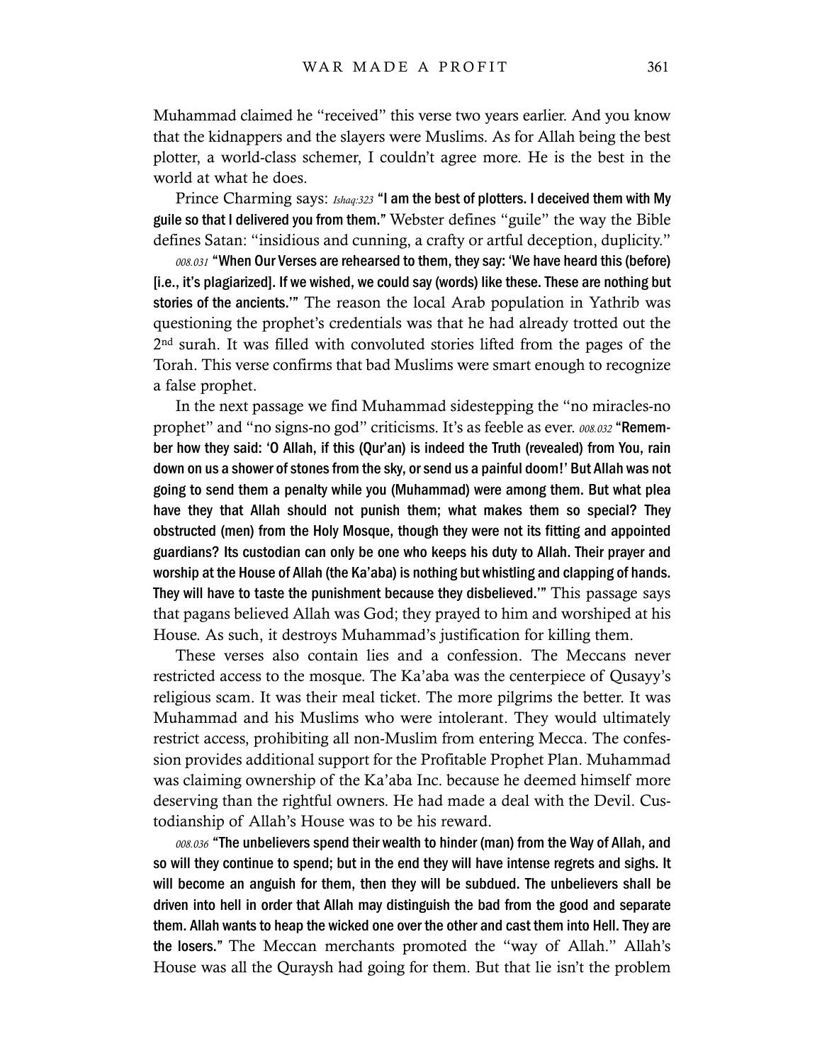Muhammad claimed he "received" this verse two years earlier. And you know that the kidnappers and the slayers were Muslims. As for Allah being the best plotter, a world-class schemer, I couldn't agree more. He is the best in the world at what he does.

Prince Charming says: *Ishaq:323* **"I am the best of plotters. I deceived them with My guile so that I delivered you from them."** Webster defines "guile" the way the Bible defines Satan: "insidious and cunning, a crafty or artful deception, duplicity."

*008.031* **"When Our Verses are rehearsed to them, they say: 'We have heard this (before) [i.e., it's plagiarized]. If we wished, we could say (words) like these. These are nothing but stories of the ancients.'"** The reason the local Arab population in Yathrib was questioning the prophet's credentials was that he had already trotted out the 2nd surah. It was filled with convoluted stories lifted from the pages of the Torah. This verse confirms that bad Muslims were smart enough to recognize a false prophet.

In the next passage we find Muhammad sidestepping the "no miracles-no prophet" and "no signs-no god" criticisms. It's as feeble as ever. *008.032* **"Remember how they said: 'O Allah, if this (Qur'an) is indeed the Truth (revealed) from You, rain down on us a shower of stones from the sky, or send us a painful doom!' But Allah was not going to send them a penalty while you (Muhammad) were among them. But what plea have they that Allah should not punish them; what makes them so special? They obstructed (men) from the Holy Mosque, though they were not its fitting and appointed guardians? Its custodian can only be one who keeps his duty to Allah. Their prayer and worship at the House of Allah (the Ka'aba) is nothing but whistling and clapping of hands. They will have to taste the punishment because they disbelieved.'"** This passage says that pagans believed Allah was God; they prayed to him and worshiped at his House. As such, it destroys Muhammad's justification for killing them.

These verses also contain lies and a confession. The Meccans never restricted access to the mosque. The Ka'aba was the centerpiece of Qusayy's religious scam. It was their meal ticket. The more pilgrims the better. It was Muhammad and his Muslims who were intolerant. They would ultimately restrict access, prohibiting all non-Muslim from entering Mecca. The confession provides additional support for the Profitable Prophet Plan. Muhammad was claiming ownership of the Ka'aba Inc. because he deemed himself more deserving than the rightful owners. He had made a deal with the Devil. Custodianship of Allah's House was to be his reward.

*008.036* **"The unbelievers spend their wealth to hinder (man) from the Way of Allah, and so will they continue to spend; but in the end they will have intense regrets and sighs. It will become an anguish for them, then they will be subdued. The unbelievers shall be driven into hell in order that Allah may distinguish the bad from the good and separate them. Allah wants to heap the wicked one over the other and cast them into Hell. They are the losers."** The Meccan merchants promoted the "way of Allah." Allah's House was all the Quraysh had going for them. But that lie isn't the problem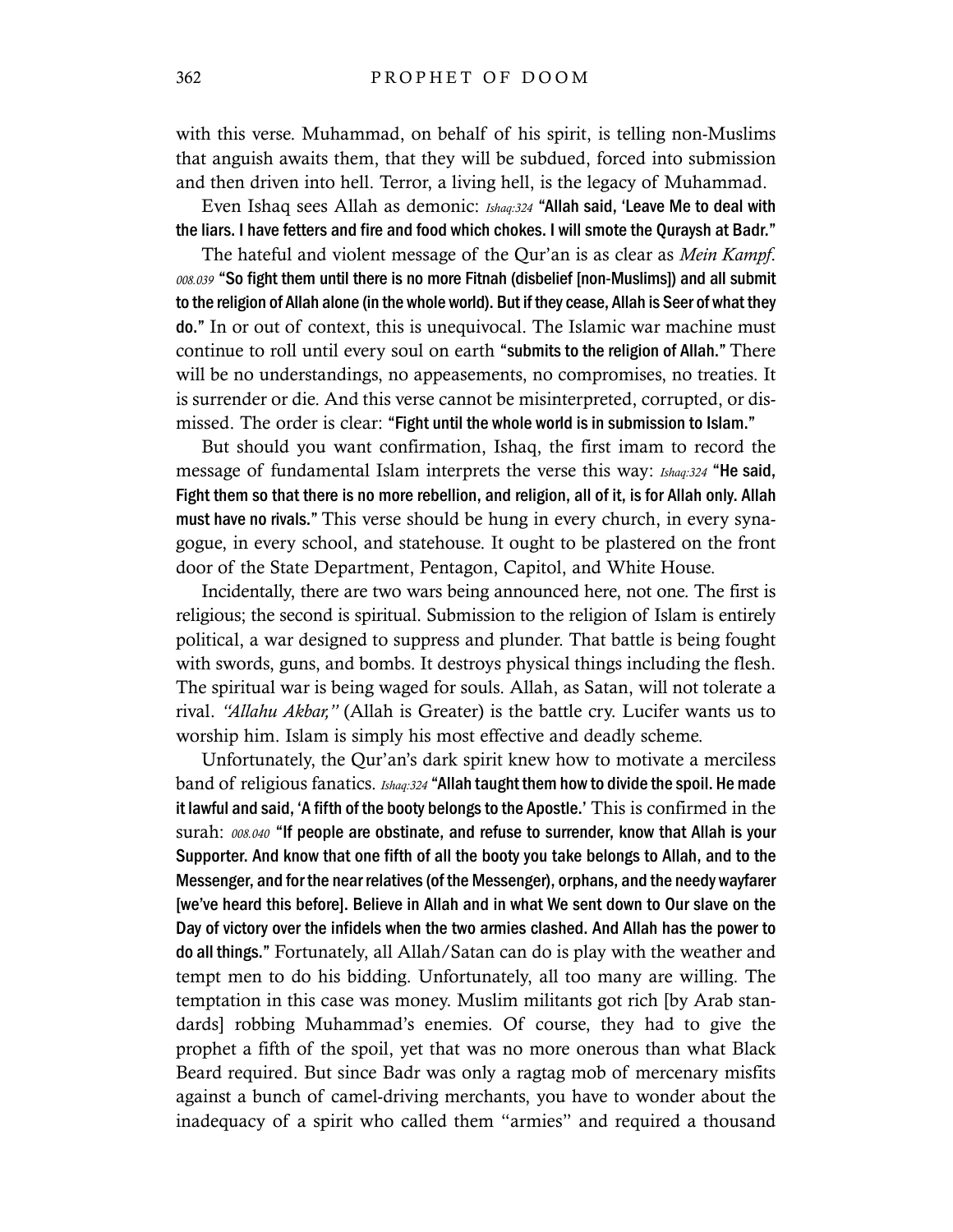with this verse. Muhammad, on behalf of his spirit, is telling non-Muslims that anguish awaits them, that they will be subdued, forced into submission and then driven into hell. Terror, a living hell, is the legacy of Muhammad.

Even Ishaq sees Allah as demonic: *Ishaq:324* **"Allah said, 'Leave Me to deal with the liars. I have fetters and fire and food which chokes. I will smote the Quraysh at Badr."**

The hateful and violent message of the Qur'an is as clear as *Mein Kampf*. *008.039* **"So fight them until there is no more Fitnah (disbelief [non-Muslims]) and all submit to the religion of Allah alone (in the whole world). But if they cease, Allah is Seer of what they do."** In or out of context, this is unequivocal. The Islamic war machine must continue to roll until every soul on earth **"submits to the religion of Allah."** There will be no understandings, no appeasements, no compromises, no treaties. It is surrender or die. And this verse cannot be misinterpreted, corrupted, or dismissed. The order is clear: **"Fight until the whole world is in submission to Islam."**

But should you want confirmation, Ishaq, the first imam to record the message of fundamental Islam interprets the verse this way: *Ishaq:324* **"He said, Fight them so that there is no more rebellion, and religion, all of it, is for Allah only. Allah must have no rivals."** This verse should be hung in every church, in every synagogue, in every school, and statehouse. It ought to be plastered on the front door of the State Department, Pentagon, Capitol, and White House.

Incidentally, there are two wars being announced here, not one. The first is religious; the second is spiritual. Submission to the religion of Islam is entirely political, a war designed to suppress and plunder. That battle is being fought with swords, guns, and bombs. It destroys physical things including the flesh. The spiritual war is being waged for souls. Allah, as Satan, will not tolerate a rival. *"Allahu Akbar,"* (Allah is Greater) is the battle cry. Lucifer wants us to worship him. Islam is simply his most effective and deadly scheme.

Unfortunately, the Qur'an's dark spirit knew how to motivate a merciless band of religious fanatics. *Ishaq:324* **"Allah taught them how to divide the spoil. He made it lawful and said, 'A fifth of the booty belongs to the Apostle.'** This is confirmed in the surah: *008.040* **"If people are obstinate, and refuse to surrender, know that Allah is your Supporter. And know that one fifth of all the booty you take belongs to Allah, and to the Messenger, and for the near relatives (of the Messenger), orphans, and the needy wayfarer [we've heard this before]. Believe in Allah and in what We sent down to Our slave on the Day of victory over the infidels when the two armies clashed. And Allah has the power to do all things."** Fortunately, all Allah/Satan can do is play with the weather and tempt men to do his bidding. Unfortunately, all too many are willing. The temptation in this case was money. Muslim militants got rich [by Arab standards] robbing Muhammad's enemies. Of course, they had to give the prophet a fifth of the spoil, yet that was no more onerous than what Black Beard required. But since Badr was only a ragtag mob of mercenary misfits against a bunch of camel-driving merchants, you have to wonder about the inadequacy of a spirit who called them "armies" and required a thousand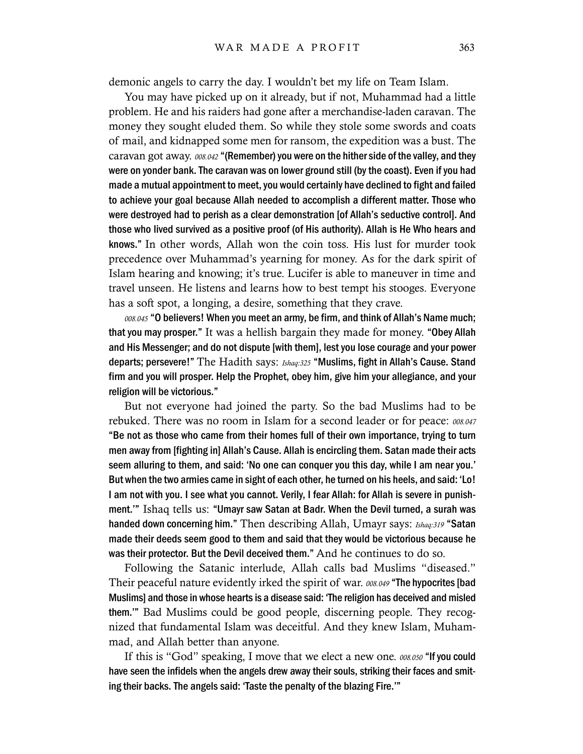demonic angels to carry the day. I wouldn't bet my life on Team Islam.

You may have picked up on it already, but if not, Muhammad had a little problem. He and his raiders had gone after a merchandise-laden caravan. The money they sought eluded them. So while they stole some swords and coats of mail, and kidnapped some men for ransom, the expedition was a bust. The caravan got away. *008.042* **"(Remember) you were on the hither side of the valley, and they were on yonder bank. The caravan was on lower ground still (by the coast). Even if you had made a mutual appointment to meet, you would certainly have declined to fight and failed to achieve your goal because Allah needed to accomplish a different matter. Those who were destroyed had to perish as a clear demonstration [of Allah's seductive control]. And those who lived survived as a positive proof (of His authority). Allah is He Who hears and knows."** In other words, Allah won the coin toss. His lust for murder took precedence over Muhammad's yearning for money. As for the dark spirit of Islam hearing and knowing; it's true. Lucifer is able to maneuver in time and travel unseen. He listens and learns how to best tempt his stooges. Everyone has a soft spot, a longing, a desire, something that they crave.

*008.045* **"O believers! When you meet an army, be firm, and think of Allah's Name much; that you may prosper."** It was a hellish bargain they made for money. **"Obey Allah and His Messenger; and do not dispute [with them], lest you lose courage and your power departs; persevere!"** The Hadith says: *Ishaq:325* **"Muslims, fight in Allah's Cause. Stand firm and you will prosper. Help the Prophet, obey him, give him your allegiance, and your religion will be victorious."**

But not everyone had joined the party. So the bad Muslims had to be rebuked. There was no room in Islam for a second leader or for peace: *008.047* **"Be not as those who came from their homes full of their own importance, trying to turn men away from [fighting in] Allah's Cause. Allah is encircling them. Satan made their acts seem alluring to them, and said: 'No one can conquer you this day, while I am near you.' But when the two armies came in sight of each other, he turned on his heels, and said: 'Lo! I am not with you. I see what you cannot. Verily, I fear Allah: for Allah is severe in punishment.'"** Ishaq tells us: **"Umayr saw Satan at Badr. When the Devil turned, a surah was handed down concerning him."** Then describing Allah, Umayr says: *Ishaq:319* **"Satan made their deeds seem good to them and said that they would be victorious because he was their protector. But the Devil deceived them."** And he continues to do so.

Following the Satanic interlude, Allah calls bad Muslims "diseased." Their peaceful nature evidently irked the spirit of war. *008.049* **"The hypocrites [bad Muslims] and those in whose hearts is a disease said: 'The religion has deceived and misled them.'"** Bad Muslims could be good people, discerning people. They recognized that fundamental Islam was deceitful. And they knew Islam, Muhammad, and Allah better than anyone.

If this is "God" speaking, I move that we elect a new one. *008.050* **"If you could have seen the infidels when the angels drew away their souls, striking their faces and smiting their backs. The angels said: 'Taste the penalty of the blazing Fire.'"**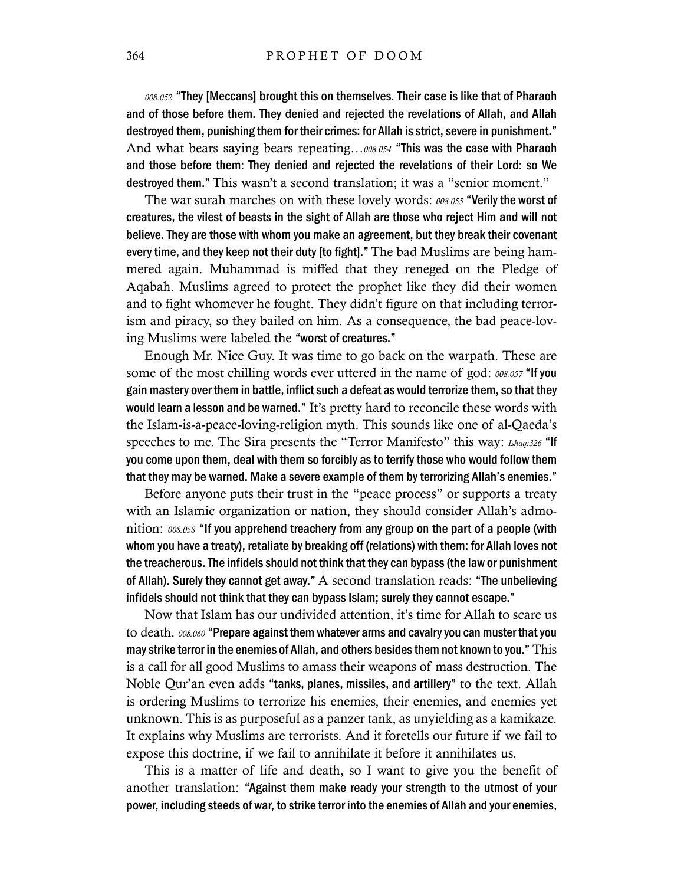*008.052* **"They [Meccans] brought this on themselves. Their case is like that of Pharaoh and of those before them. They denied and rejected the revelations of Allah, and Allah destroyed them, punishing them for their crimes: for Allah is strict, severe in punishment."** And what bears saying bears repeating…*008.054* **"This was the case with Pharaoh and those before them: They denied and rejected the revelations of their Lord: so We destroyed them."** This wasn't a second translation; it was a "senior moment."

The war surah marches on with these lovely words: *008.055* **"Verily the worst of creatures, the vilest of beasts in the sight of Allah are those who reject Him and will not believe. They are those with whom you make an agreement, but they break their covenant every time, and they keep not their duty [to fight]."** The bad Muslims are being hammered again. Muhammad is miffed that they reneged on the Pledge of Aqabah. Muslims agreed to protect the prophet like they did their women and to fight whomever he fought. They didn't figure on that including terrorism and piracy, so they bailed on him. As a consequence, the bad peace-loving Muslims were labeled the **"worst of creatures."**

Enough Mr. Nice Guy. It was time to go back on the warpath. These are some of the most chilling words ever uttered in the name of god: *008.057* **"If you gain mastery over them in battle, inflict such a defeat as would terrorize them, so that they would learn a lesson and be warned."** It's pretty hard to reconcile these words with the Islam-is-a-peace-loving-religion myth. This sounds like one of al-Qaeda's speeches to me. The Sira presents the "Terror Manifesto" this way: *Ishaq:326* **"If you come upon them, deal with them so forcibly as to terrify those who would follow them that they may be warned. Make a severe example of them by terrorizing Allah's enemies."**

Before anyone puts their trust in the "peace process" or supports a treaty with an Islamic organization or nation, they should consider Allah's admonition: *008.058* **"If you apprehend treachery from any group on the part of a people (with whom you have a treaty), retaliate by breaking off (relations) with them: for Allah loves not the treacherous. The infidels should not think that they can bypass (the law or punishment of Allah). Surely they cannot get away."** A second translation reads: **"The unbelieving infidels should not think that they can bypass Islam; surely they cannot escape."**

Now that Islam has our undivided attention, it's time for Allah to scare us to death. *008.060* **"Prepare against them whatever arms and cavalry you can muster that you may strike terror in the enemies of Allah, and others besides them not known to you."** This is a call for all good Muslims to amass their weapons of mass destruction. The Noble Qur'an even adds **"tanks, planes, missiles, and artillery"** to the text. Allah is ordering Muslims to terrorize his enemies, their enemies, and enemies yet unknown. This is as purposeful as a panzer tank, as unyielding as a kamikaze. It explains why Muslims are terrorists. And it foretells our future if we fail to expose this doctrine, if we fail to annihilate it before it annihilates us.

This is a matter of life and death, so I want to give you the benefit of another translation: **"Against them make ready your strength to the utmost of your power, including steeds of war, to strike terror into the enemies of Allah and your enemies,**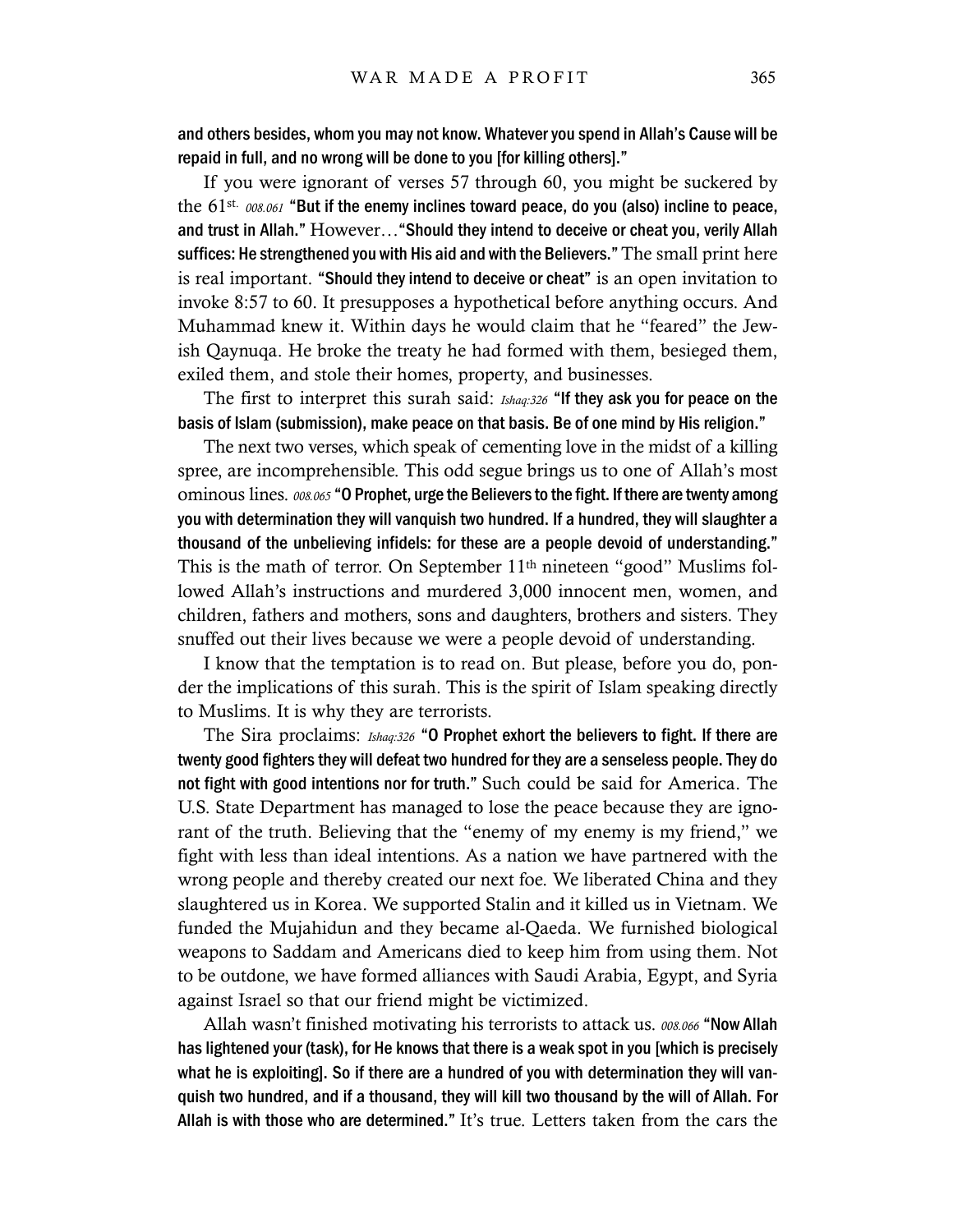**and others besides, whom you may not know. Whatever you spend in Allah's Cause will be repaid in full, and no wrong will be done to you [for killing others]."**

If you were ignorant of verses 57 through 60, you might be suckered by the 61st. *008.061* **"But if the enemy inclines toward peace, do you (also) incline to peace, and trust in Allah."** However…**"Should they intend to deceive or cheat you, verily Allah suffices: He strengthened you with His aid and with the Believers."** The small print here is real important. **"Should they intend to deceive or cheat"** is an open invitation to invoke 8:57 to 60. It presupposes a hypothetical before anything occurs. And Muhammad knew it. Within days he would claim that he "feared" the Jewish Qaynuqa. He broke the treaty he had formed with them, besieged them, exiled them, and stole their homes, property, and businesses.

The first to interpret this surah said: *Ishaq:326* **"If they ask you for peace on the basis of Islam (submission), make peace on that basis. Be of one mind by His religion."**

The next two verses, which speak of cementing love in the midst of a killing spree, are incomprehensible. This odd segue brings us to one of Allah's most ominous lines. *008.065* **"O Prophet, urge the Believers to the fight. If there are twenty among you with determination they will vanquish two hundred. If a hundred, they will slaughter a thousand of the unbelieving infidels: for these are a people devoid of understanding."** This is the math of terror. On September 11th nineteen "good" Muslims followed Allah's instructions and murdered 3,000 innocent men, women, and children, fathers and mothers, sons and daughters, brothers and sisters. They snuffed out their lives because we were a people devoid of understanding.

I know that the temptation is to read on. But please, before you do, ponder the implications of this surah. This is the spirit of Islam speaking directly to Muslims. It is why they are terrorists.

The Sira proclaims: *Ishaq:326* **"O Prophet exhort the believers to fight. If there are twenty good fighters they will defeat two hundred for they are a senseless people. They do not fight with good intentions nor for truth."** Such could be said for America. The U.S. State Department has managed to lose the peace because they are ignorant of the truth. Believing that the "enemy of my enemy is my friend," we fight with less than ideal intentions. As a nation we have partnered with the wrong people and thereby created our next foe. We liberated China and they slaughtered us in Korea. We supported Stalin and it killed us in Vietnam. We funded the Mujahidun and they became al-Qaeda. We furnished biological weapons to Saddam and Americans died to keep him from using them. Not to be outdone, we have formed alliances with Saudi Arabia, Egypt, and Syria against Israel so that our friend might be victimized.

Allah wasn't finished motivating his terrorists to attack us. *008.066* **"Now Allah has lightened your (task), for He knows that there is a weak spot in you [which is precisely what he is exploiting]. So if there are a hundred of you with determination they will vanquish two hundred, and if a thousand, they will kill two thousand by the will of Allah. For Allah is with those who are determined."** It's true. Letters taken from the cars the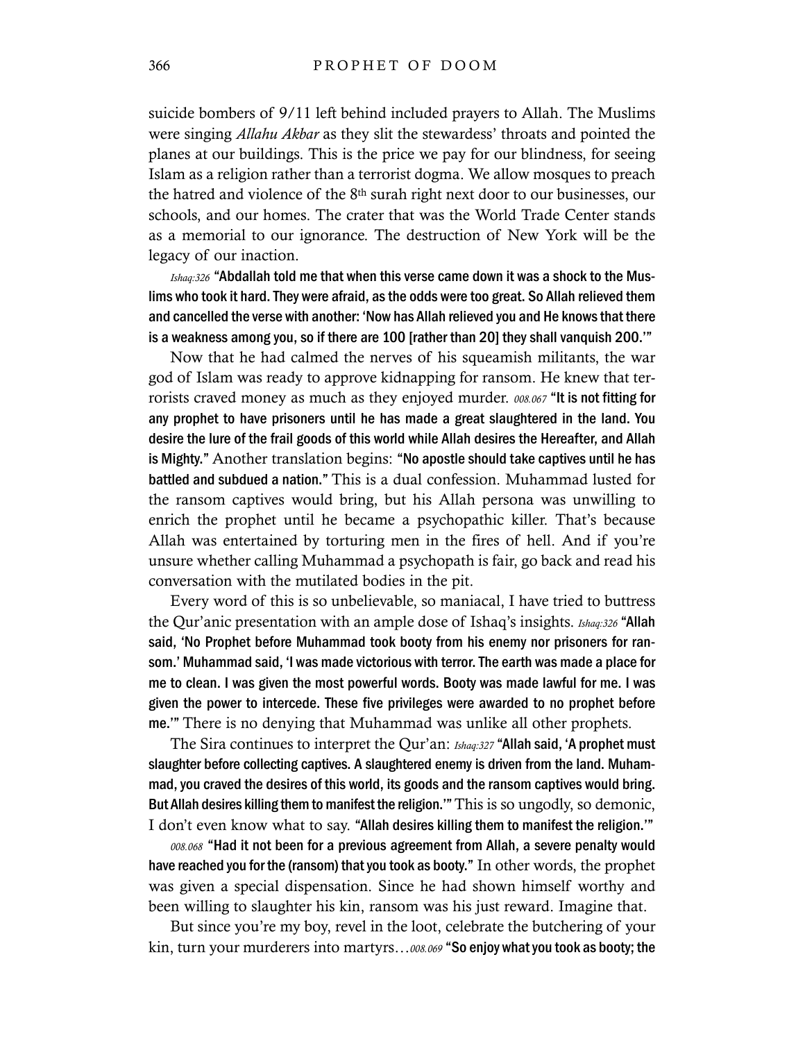suicide bombers of 9/11 left behind included prayers to Allah. The Muslims were singing *Allahu Akbar* as they slit the stewardess' throats and pointed the planes at our buildings. This is the price we pay for our blindness, for seeing Islam as a religion rather than a terrorist dogma. We allow mosques to preach the hatred and violence of the 8th surah right next door to our businesses, our schools, and our homes. The crater that was the World Trade Center stands as a memorial to our ignorance. The destruction of New York will be the legacy of our inaction.

*Ishaq:326* **"Abdallah told me that when this verse came down it was a shock to the Muslims who took it hard. They were afraid, as the odds were too great. So Allah relieved them and cancelled the verse with another: 'Now has Allah relieved you and He knows that there is a weakness among you, so if there are 100 [rather than 20] they shall vanquish 200.'"**

Now that he had calmed the nerves of his squeamish militants, the war god of Islam was ready to approve kidnapping for ransom. He knew that terrorists craved money as much as they enjoyed murder. *008.067* **"It is not fitting for any prophet to have prisoners until he has made a great slaughtered in the land. You desire the lure of the frail goods of this world while Allah desires the Hereafter, and Allah is Mighty."** Another translation begins: **"No apostle should take captives until he has battled and subdued a nation."** This is a dual confession. Muhammad lusted for the ransom captives would bring, but his Allah persona was unwilling to enrich the prophet until he became a psychopathic killer. That's because Allah was entertained by torturing men in the fires of hell. And if you're unsure whether calling Muhammad a psychopath is fair, go back and read his conversation with the mutilated bodies in the pit.

Every word of this is so unbelievable, so maniacal, I have tried to buttress the Qur'anic presentation with an ample dose of Ishaq's insights. *Ishaq:326* **"Allah said, 'No Prophet before Muhammad took booty from his enemy nor prisoners for ransom.' Muhammad said, 'I was made victorious with terror. The earth was made a place for me to clean. I was given the most powerful words. Booty was made lawful for me. I was given the power to intercede. These five privileges were awarded to no prophet before me.'"** There is no denying that Muhammad was unlike all other prophets.

The Sira continues to interpret the Qur'an: *Ishaq:327* **"Allah said, 'A prophet must slaughter before collecting captives. A slaughtered enemy is driven from the land. Muhammad, you craved the desires of this world, its goods and the ransom captives would bring. But Allah desires killing them to manifest the religion.'"** This is so ungodly, so demonic, I don't even know what to say. **"Allah desires killing them to manifest the religion.'"**

*008.068* **"Had it not been for a previous agreement from Allah, a severe penalty would have reached you for the (ransom) that you took as booty."** In other words, the prophet was given a special dispensation. Since he had shown himself worthy and been willing to slaughter his kin, ransom was his just reward. Imagine that.

But since you're my boy, revel in the loot, celebrate the butchering of your kin, turn your murderers into martyrs…*008.069* **"So enjoy what you took as booty; the**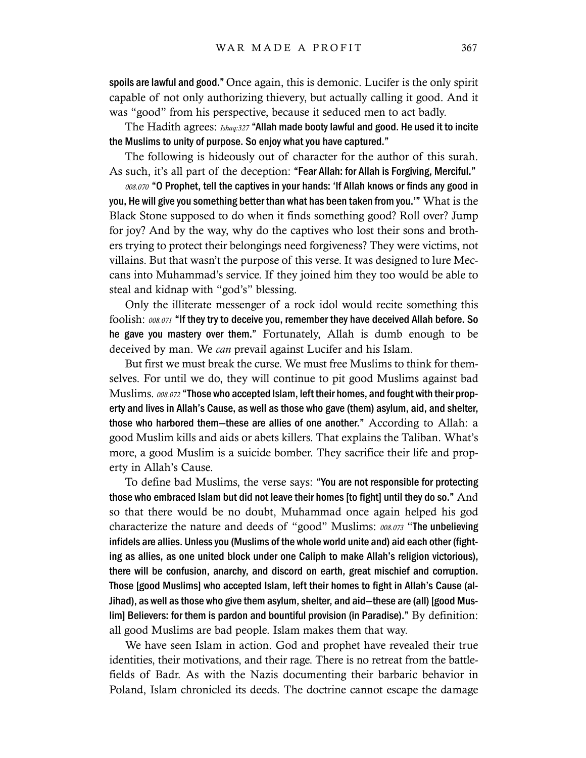**spoils are lawful and good."** Once again, this is demonic. Lucifer is the only spirit capable of not only authorizing thievery, but actually calling it good. And it was "good" from his perspective, because it seduced men to act badly.

The Hadith agrees: *Ishaq:327* **"Allah made booty lawful and good. He used it to incite the Muslims to unity of purpose. So enjoy what you have captured."**

The following is hideously out of character for the author of this surah. As such, it's all part of the deception: **"Fear Allah: for Allah is Forgiving, Merciful."**

*008.070* **"O Prophet, tell the captives in your hands: 'If Allah knows or finds any good in you, He will give you something better than what has been taken from you.'"** What is the Black Stone supposed to do when it finds something good? Roll over? Jump for joy? And by the way, why do the captives who lost their sons and brothers trying to protect their belongings need forgiveness? They were victims, not villains. But that wasn't the purpose of this verse. It was designed to lure Meccans into Muhammad's service. If they joined him they too would be able to steal and kidnap with "god's" blessing.

Only the illiterate messenger of a rock idol would recite something this foolish: *008.071* **"If they try to deceive you, remember they have deceived Allah before. So he gave you mastery over them."** Fortunately, Allah is dumb enough to be deceived by man. We *can* prevail against Lucifer and his Islam.

But first we must break the curse. We must free Muslims to think for themselves. For until we do, they will continue to pit good Muslims against bad Muslims. *008.072* **"Those who accepted Islam, left their homes, and fought with their property and lives in Allah's Cause, as well as those who gave (them) asylum, aid, and shelter, those who harbored them—these are allies of one another."** According to Allah: a good Muslim kills and aids or abets killers. That explains the Taliban. What's more, a good Muslim is a suicide bomber. They sacrifice their life and property in Allah's Cause.

To define bad Muslims, the verse says: **"You are not responsible for protecting those who embraced Islam but did not leave their homes [to fight] until they do so."** And so that there would be no doubt, Muhammad once again helped his god characterize the nature and deeds of "good" Muslims: *008.073* "**The unbelieving infidels are allies. Unless you (Muslims of the whole world unite and) aid each other (fighting as allies, as one united block under one Caliph to make Allah's religion victorious), there will be confusion, anarchy, and discord on earth, great mischief and corruption. Those [good Muslims] who accepted Islam, left their homes to fight in Allah's Cause (al-Jihad), as well as those who give them asylum, shelter, and aid—these are (all) [good Muslim] Believers: for them is pardon and bountiful provision (in Paradise)."** By definition: all good Muslims are bad people. Islam makes them that way.

We have seen Islam in action. God and prophet have revealed their true identities, their motivations, and their rage. There is no retreat from the battlefields of Badr. As with the Nazis documenting their barbaric behavior in Poland, Islam chronicled its deeds. The doctrine cannot escape the damage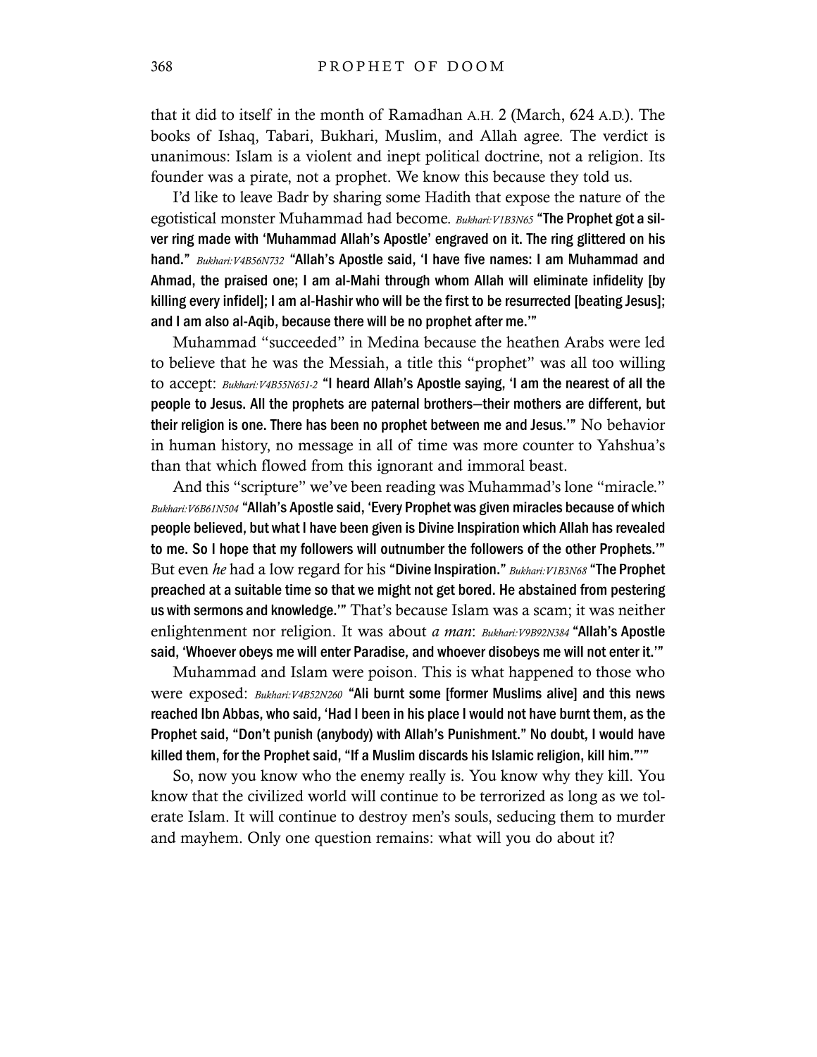that it did to itself in the month of Ramadhan A.H. 2 (March, 624 A.D.). The books of Ishaq, Tabari, Bukhari, Muslim, and Allah agree. The verdict is unanimous: Islam is a violent and inept political doctrine, not a religion. Its founder was a pirate, not a prophet. We know this because they told us.

I'd like to leave Badr by sharing some Hadith that expose the nature of the egotistical monster Muhammad had become. *Bukhari:V1B3N65* **"The Prophet got a silver ring made with 'Muhammad Allah's Apostle' engraved on it. The ring glittered on his hand."** *Bukhari:V4B56N732* **"Allah's Apostle said, 'I have five names: I am Muhammad and Ahmad, the praised one; I am al-Mahi through whom Allah will eliminate infidelity [by killing every infidel]; I am al-Hashir who will be the first to be resurrected [beating Jesus]; and I am also al-Aqib, because there will be no prophet after me.'"**

Muhammad "succeeded" in Medina because the heathen Arabs were led to believe that he was the Messiah, a title this "prophet" was all too willing to accept: *Bukhari:V4B55N651-2* **"I heard Allah's Apostle saying, 'I am the nearest of all the people to Jesus. All the prophets are paternal brothers—their mothers are different, but their religion is one. There has been no prophet between me and Jesus.'"** No behavior in human history, no message in all of time was more counter to Yahshua's than that which flowed from this ignorant and immoral beast.

And this "scripture" we've been reading was Muhammad's lone "miracle." *Bukhari:V6B61N504* **"Allah's Apostle said, 'Every Prophet was given miracles because of which people believed, but what I have been given is Divine Inspiration which Allah has revealed to me. So I hope that my followers will outnumber the followers of the other Prophets.'"** But even *he* had a low regard for his **"Divine Inspiration."** *Bukhari:V1B3N68* **"The Prophet preached at a suitable time so that we might not get bored. He abstained from pestering us with sermons and knowledge.'"** That's because Islam was a scam; it was neither enlightenment nor religion. It was about *a man*: *Bukhari:V9B92N384* **"Allah's Apostle said, 'Whoever obeys me will enter Paradise, and whoever disobeys me will not enter it.'"**

Muhammad and Islam were poison. This is what happened to those who were exposed: *Bukhari:V4B52N260* **"Ali burnt some [former Muslims alive] and this news reached Ibn Abbas, who said, 'Had I been in his place I would not have burnt them, as the Prophet said, "Don't punish (anybody) with Allah's Punishment." No doubt, I would have killed them, for the Prophet said, "If a Muslim discards his Islamic religion, kill him."'"**

So, now you know who the enemy really is. You know why they kill. You know that the civilized world will continue to be terrorized as long as we tolerate Islam. It will continue to destroy men's souls, seducing them to murder and mayhem. Only one question remains: what will you do about it?